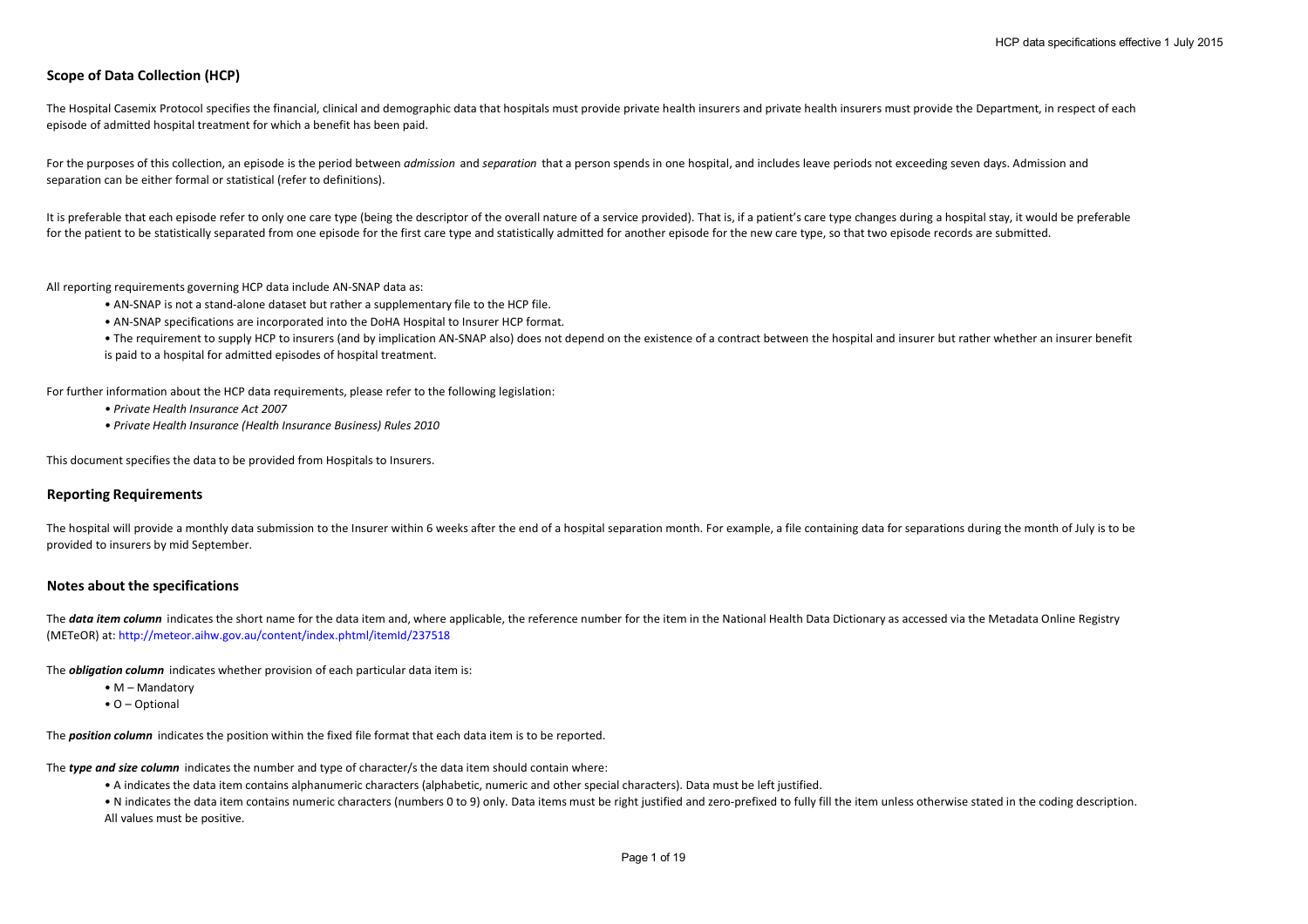## Scope of Data Collection (HCP)

The Hospital Casemix Protocol specifies the financial, clinical and demographic data that hospitals must provide private health insurers and private health insurers must provide the Department, in respect of each episode of admitted hospital treatment for which a benefit has been paid.

For the purposes of this collection, an episode is the period between *admission* and *separation* that a person spends in one hospital, and includes leave periods not exceeding seven days. Admission and separation can be either formal or statistical (refer to definitions).

It is preferable that each episode refer to only one care type (being the descriptor of the overall nature of a service provided). That is, if a patient's care type changes during a hospital stay, it would be preferable for the patient to be statistically separated from one episode for the first care type and statistically admitted for another episode for the new care type, so that two episode records are submitted.

All reporting requirements governing HCP data include AN-SNAP data as:

- AN-SNAP is not a stand-alone dataset but rather a supplementary file to the HCP file.
- AN-SNAP specifications are incorporated into the DoHA Hospital to Insurer HCP format.
- The requirement to supply HCP to insurers (and by implication AN-SNAP also) does not depend on the existence of a contract between the hospital and insurer but rather whether an insurer benefit is paid to a hospital for admitted episodes of hospital treatment.

For further information about the HCP data requirements, please refer to the following legislation:

- *Private Health Insurance Act 2007*
- *Private Health Insurance (Health Insurance Business) Rules 2010*

This document specifies the data to be provided from Hospitals to Insurers.

## Reporting Requirements

The hospital will provide a monthly data submission to the Insurer within 6 weeks after the end of a hospital separation month. For example, a file containing data for separations during the month of July is to be provided to insurers by mid September.

## Notes about the specifications

The ***data item column*** indicates the short name for the data item and, where applicable, the reference number for the item in the National Health Data Dictionary as accessed via the Metadata Online Registry (METeOR) at: http://meteor.aihw.gov.au/content/index.phtml/itemId/237518

The ***obligation column*** indicates whether provision of each particular data item is:

- M – Mandatory
- O – Optional

The ***position column*** indicates the position within the fixed file format that each data item is to be reported.

The ***type and size column*** indicates the number and type of character/s the data item should contain where:

- A indicates the data item contains alphanumeric characters (alphabetic, numeric and other special characters). Data must be left justified.
- N indicates the data item contains numeric characters (numbers 0 to 9) only. Data items must be right justified and zero-prefixed to fully fill the item unless otherwise stated in the coding description. All values must be positive.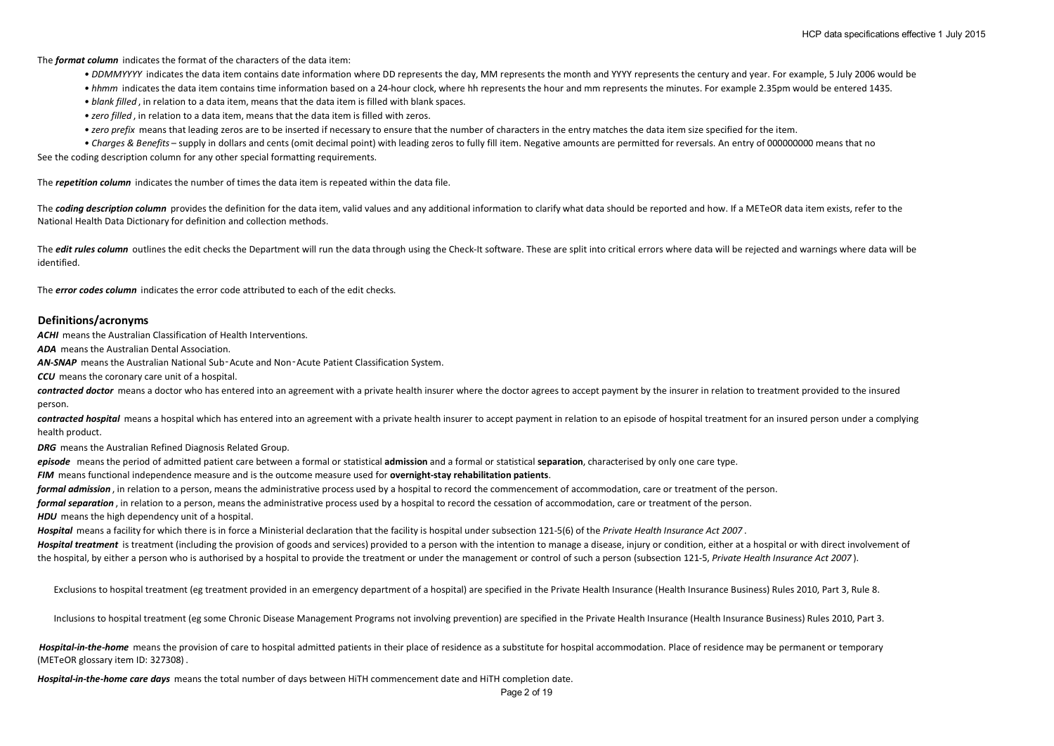The ***format column*** indicates the format of the characters of the data item:

- *DDMMYYYY* indicates the data item contains date information where DD represents the day, MM represents the month and YYYY represents the century and year. For example, 5 July 2006 would be
- *hhmm* indicates the data item contains time information based on a 24-hour clock, where hh represents the hour and mm represents the minutes. For example 2.35pm would be entered 1435.
- *blank filled* , in relation to a data item, means that the data item is filled with blank spaces.
- *zero filled* , in relation to a data item, means that the data item is filled with zeros.
- *zero prefix* means that leading zeros are to be inserted if necessary to ensure that the number of characters in the entry matches the data item size specified for the item.
- *Charges & Benefits* – supply in dollars and cents (omit decimal point) with leading zeros to fully fill item. Negative amounts are permitted for reversals. An entry of 000000000 means that no

See the coding description column for any other special formatting requirements.

The ***repetition column*** indicates the number of times the data item is repeated within the data file.

The ***coding description column*** provides the definition for the data item, valid values and any additional information to clarify what data should be reported and how. If a METeOR data item exists, refer to the National Health Data Dictionary for definition and collection methods.

The ***edit rules column*** outlines the edit checks the Department will run the data through using the Check-It software. These are split into critical errors where data will be rejected and warnings where data will be identified.

The ***error codes column*** indicates the error code attributed to each of the edit checks.

## Definitions/acronyms

***ACHI*** means the Australian Classification of Health Interventions.

***ADA*** means the Australian Dental Association.

***AN-SNAP*** means the Australian National Sub-Acute and Non-Acute Patient Classification System.

***CCU*** means the coronary care unit of a hospital.

***contracted doctor*** means a doctor who has entered into an agreement with a private health insurer where the doctor agrees to accept payment by the insurer in relation to treatment provided to the insured person.

***contracted hospital*** means a hospital which has entered into an agreement with a private health insurer to accept payment in relation to an episode of hospital treatment for an insured person under a complying health product.

***DRG*** means the Australian Refined Diagnosis Related Group.

***episode*** means the period of admitted patient care between a formal or statistical **admission** and a formal or statistical **separation**, characterised by only one care type.

***FIM*** means functional independence measure and is the outcome measure used for **overnight-stay rehabilitation patients**.

***formal admission*** , in relation to a person, means the administrative process used by a hospital to record the commencement of accommodation, care or treatment of the person.

***formal separation*** , in relation to a person, means the administrative process used by a hospital to record the cessation of accommodation, care or treatment of the person.

***HDU*** means the high dependency unit of a hospital.

***Hospital*** means a facility for which there is in force a Ministerial declaration that the facility is hospital under subsection 121-5(6) of the *Private Health Insurance Act 2007* .

***Hospital treatment*** is treatment (including the provision of goods and services) provided to a person with the intention to manage a disease, injury or condition, either at a hospital or with direct involvement of the hospital, by either a person who is authorised by a hospital to provide the treatment or under the management or control of such a person (subsection 121-5, *Private Health Insurance Act 2007* ).

Exclusions to hospital treatment (eg treatment provided in an emergency department of a hospital) are specified in the Private Health Insurance (Health Insurance Business) Rules 2010, Part 3, Rule 8.

Inclusions to hospital treatment (eg some Chronic Disease Management Programs not involving prevention) are specified in the Private Health Insurance (Health Insurance Business) Rules 2010, Part 3.

***Hospital-in-the-home*** means the provision of care to hospital admitted patients in their place of residence as a substitute for hospital accommodation. Place of residence may be permanent or temporary (METeOR glossary item ID: 327308) .

***Hospital-in-the-home care days*** means the total number of days between HiTH commencement date and HiTH completion date.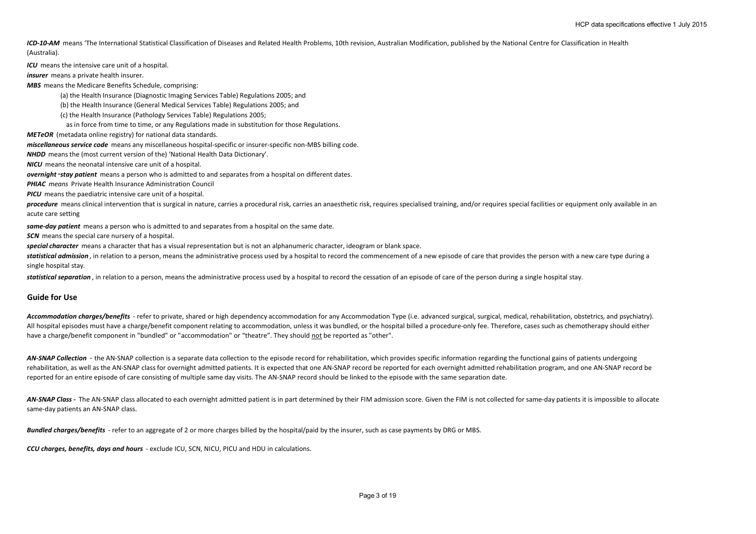***ICD-10-AM*** means 'The International Statistical Classification of Diseases and Related Health Problems, 10th revision, Australian Modification, published by the National Centre for Classification in Health (Australia).

***ICU*** means the intensive care unit of a hospital.

***insurer*** means a private health insurer.

***MBS*** means the Medicare Benefits Schedule, comprising:

(a) the Health Insurance (Diagnostic Imaging Services Table) Regulations 2005; and

(b) the Health Insurance (General Medical Services Table) Regulations 2005; and

(c) the Health Insurance (Pathology Services Table) Regulations 2005;

as in force from time to time, or any Regulations made in substitution for those Regulations.

***METeOR*** (metadata online registry) for national data standards.

***miscellaneous service code*** means any miscellaneous hospital-specific or insurer-specific non-MBS billing code.

***NHDD*** means the (most current version of the) 'National Health Data Dictionary'.

***NICU*** means the neonatal intensive care unit of a hospital.

***overnight-stay patient*** means a person who is admitted to and separates from a hospital on different dates.

***PHIAC*** *means* Private Health Insurance Administration Council

***PICU*** means the paediatric intensive care unit of a hospital.

***procedure*** means clinical intervention that is surgical in nature, carries a procedural risk, carries an anaesthetic risk, requires specialised training, and/or requires special facilities or equipment only available in an acute care setting

***same-day patient*** means a person who is admitted to and separates from a hospital on the same date.

***SCN*** means the special care nursery of a hospital.

***special character*** means a character that has a visual representation but is not an alphanumeric character, ideogram or blank space.

***statistical admission***, in relation to a person, means the administrative process used by a hospital to record the commencement of a new episode of care that provides the person with a new care type during a single hospital stay.

***statistical separation***, in relation to a person, means the administrative process used by a hospital to record the cessation of an episode of care of the person during a single hospital stay.

## Guide for Use

***Accommodation charges/benefits*** - refer to private, shared or high dependency accommodation for any Accommodation Type (i.e. advanced surgical, surgical, medical, rehabilitation, obstetrics, and psychiatry). All hospital episodes must have a charge/benefit component relating to accommodation, unless it was bundled, or the hospital billed a procedure-only fee. Therefore, cases such as chemotherapy should either have a charge/benefit component in "bundled" or "accommodation" or "theatre". They should not be reported as "other".

***AN-SNAP Collection*** - the AN-SNAP collection is a separate data collection to the episode record for rehabilitation, which provides specific information regarding the functional gains of patients undergoing rehabilitation, as well as the AN-SNAP class for overnight admitted patients. It is expected that one AN-SNAP record be reported for each overnight admitted rehabilitation program, and one AN-SNAP record be reported for an entire episode of care consisting of multiple same day visits. The AN-SNAP record should be linked to the episode with the same separation date.

***AN-SNAP Class*** - The AN-SNAP class allocated to each overnight admitted patient is in part determined by their FIM admission score. Given the FIM is not collected for same-day patients it is impossible to allocate same-day patients an AN-SNAP class.

***Bundled charges/benefits*** - refer to an aggregate of 2 or more charges billed by the hospital/paid by the insurer, such as case payments by DRG or MBS.

***CCU charges, benefits, days and hours*** - exclude ICU, SCN, NICU, PICU and HDU in calculations.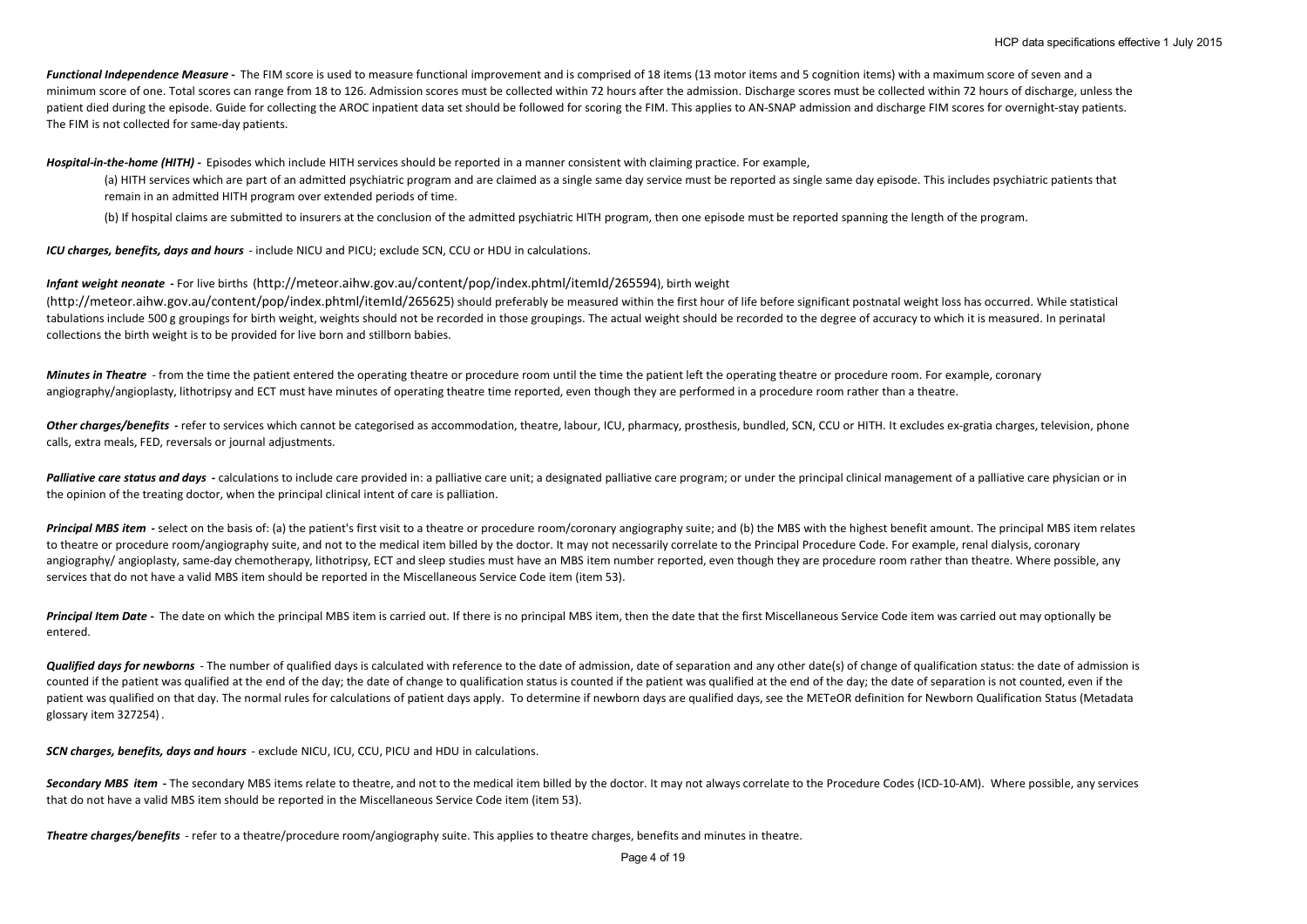***Functional Independence Measure -*** The FIM score is used to measure functional improvement and is comprised of 18 items (13 motor items and 5 cognition items) with a maximum score of seven and a minimum score of one. Total scores can range from 18 to 126. Admission scores must be collected within 72 hours after the admission. Discharge scores must be collected within 72 hours of discharge, unless the patient died during the episode. Guide for collecting the AROC inpatient data set should be followed for scoring the FIM. This applies to AN-SNAP admission and discharge FIM scores for overnight-stay patients. The FIM is not collected for same-day patients.

***Hospital-in-the-home (HITH) -*** Episodes which include HITH services should be reported in a manner consistent with claiming practice. For example,

(a) HITH services which are part of an admitted psychiatric program and are claimed as a single same day service must be reported as single same day episode. This includes psychiatric patients that remain in an admitted HITH program over extended periods of time.

(b) If hospital claims are submitted to insurers at the conclusion of the admitted psychiatric HITH program, then one episode must be reported spanning the length of the program.

***ICU charges, benefits, days and hours*** - include NICU and PICU; exclude SCN, CCU or HDU in calculations.

***Infant weight neonate -*** For live births (http://meteor.aihw.gov.au/content/pop/index.phtml/itemId/265594), birth weight (http://meteor.aihw.gov.au/content/pop/index.phtml/itemId/265625) should preferably be measured within the first hour of life before significant postnatal weight loss has occurred. While statistical tabulations include 500 g groupings for birth weight, weights should not be recorded in those groupings. The actual weight should be recorded to the degree of accuracy to which it is measured. In perinatal collections the birth weight is to be provided for live born and stillborn babies.

***Minutes in Theatre*** - from the time the patient entered the operating theatre or procedure room until the time the patient left the operating theatre or procedure room. For example, coronary angiography/angioplasty, lithotripsy and ECT must have minutes of operating theatre time reported, even though they are performed in a procedure room rather than a theatre.

***Other charges/benefits -*** refer to services which cannot be categorised as accommodation, theatre, labour, ICU, pharmacy, prosthesis, bundled, SCN, CCU or HITH. It excludes ex-gratia charges, television, phone calls, extra meals, FED, reversals or journal adjustments.

***Palliative care status and days -*** calculations to include care provided in: a palliative care unit; a designated palliative care program; or under the principal clinical management of a palliative care physician or in the opinion of the treating doctor, when the principal clinical intent of care is palliation.

***Principal MBS item -*** select on the basis of: (a) the patient's first visit to a theatre or procedure room/coronary angiography suite; and (b) the MBS with the highest benefit amount. The principal MBS item relates to theatre or procedure room/angiography suite, and not to the medical item billed by the doctor. It may not necessarily correlate to the Principal Procedure Code. For example, renal dialysis, coronary angiography/ angioplasty, same-day chemotherapy, lithotripsy, ECT and sleep studies must have an MBS item number reported, even though they are procedure room rather than theatre. Where possible, any services that do not have a valid MBS item should be reported in the Miscellaneous Service Code item (item 53).

***Principal Item Date -*** The date on which the principal MBS item is carried out. If there is no principal MBS item, then the date that the first Miscellaneous Service Code item was carried out may optionally be entered.

***Qualified days for newborns*** - The number of qualified days is calculated with reference to the date of admission, date of separation and any other date(s) of change of qualification status: the date of admission is counted if the patient was qualified at the end of the day; the date of change to qualification status is counted if the patient was qualified at the end of the day; the date of separation is not counted, even if the patient was qualified on that day. The normal rules for calculations of patient days apply. To determine if newborn days are qualified days, see the METeOR definition for Newborn Qualification Status (Metadata glossary item 327254) .

***SCN charges, benefits, days and hours*** - exclude NICU, ICU, CCU, PICU and HDU in calculations.

***Secondary MBS item -*** The secondary MBS items relate to theatre, and not to the medical item billed by the doctor. It may not always correlate to the Procedure Codes (ICD-10-AM). Where possible, any services that do not have a valid MBS item should be reported in the Miscellaneous Service Code item (item 53).

***Theatre charges/benefits*** - refer to a theatre/procedure room/angiography suite. This applies to theatre charges, benefits and minutes in theatre.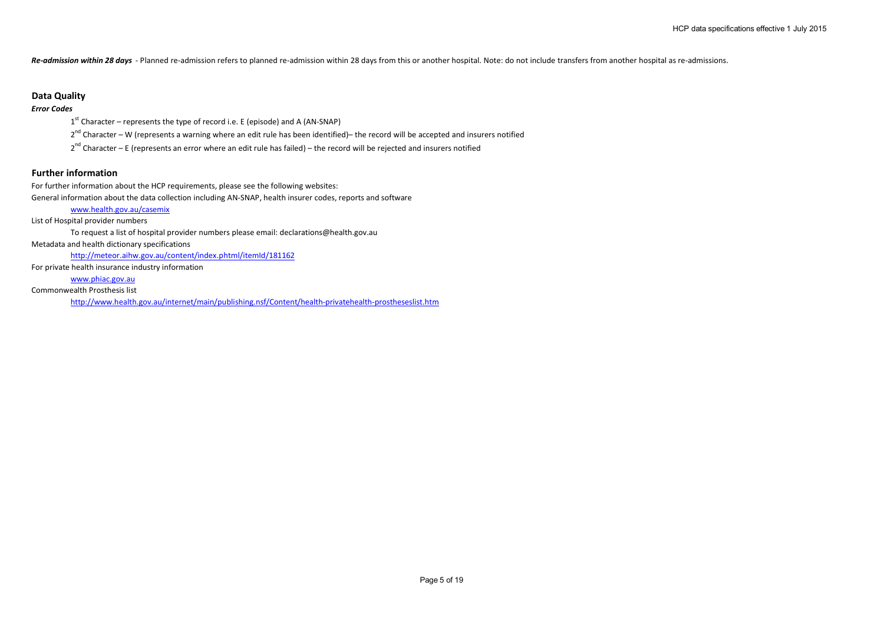***Re-admission within 28 days*** - Planned re-admission refers to planned re-admission within 28 days from this or another hospital. Note: do not include transfers from another hospital as re-admissions.

## Data Quality

***Error Codes***

1st Character – represents the type of record i.e. E (episode) and A (AN-SNAP)

2nd Character – W (represents a warning where an edit rule has been identified)– the record will be accepted and insurers notified

2nd Character – E (represents an error where an edit rule has failed) – the record will be rejected and insurers notified

## Further information

For further information about the HCP requirements, please see the following websites:

General information about the data collection including AN-SNAP, health insurer codes, reports and software

www.health.gov.au/casemix

List of Hospital provider numbers

To request a list of hospital provider numbers please email: declarations@health.gov.au

Metadata and health dictionary specifications

http://meteor.aihw.gov.au/content/index.phtml/itemId/181162

For private health insurance industry information

www.phiac.gov.au

Commonwealth Prosthesis list

http://www.health.gov.au/internet/main/publishing.nsf/Content/health-privatehealth-prostheseslist.htm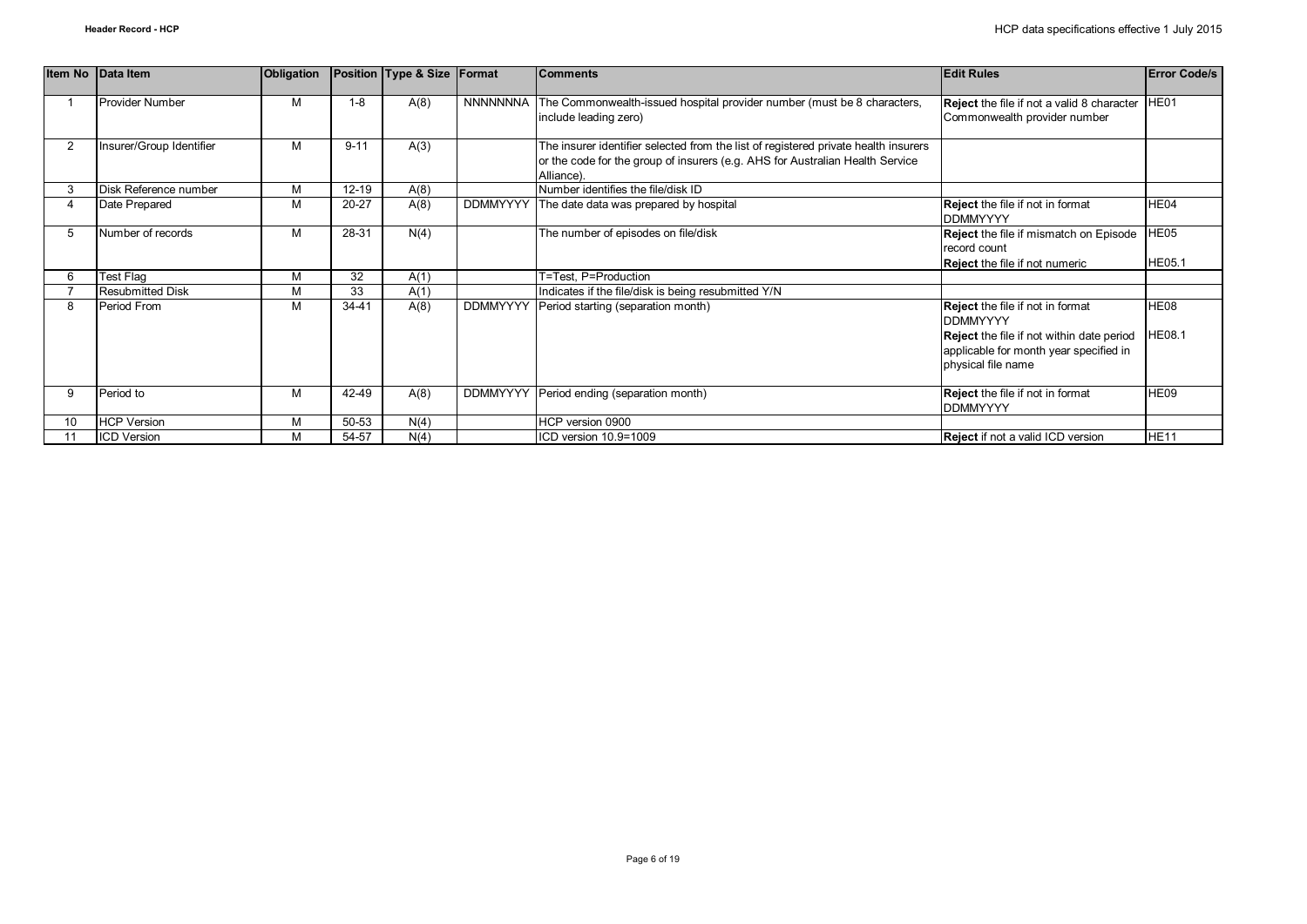| Item No | Data Item | Obligation | Position | Type & Size | Format | Comments | Edit Rules | Error Code/s |
|---|---|---|---|---|---|---|---|---|
| 1 | Provider Number | M | 1-8 | A(8) | NNNNNNNA | The Commonwealth-issued hospital provider number (must be 8 characters, include leading zero) | **Reject** the file if not a valid 8 character Commonwealth provider number | HE01 |
| 2 | Insurer/Group Identifier | M | 9-11 | A(3) | | The insurer identifier selected from the list of registered private health insurers or the code for the group of insurers (e.g. AHS for Australian Health Service Alliance). | | |
| 3 | Disk Reference number | M | 12-19 | A(8) | | Number identifies the file/disk ID | | |
| 4 | Date Prepared | M | 20-27 | A(8) | DDMMYYYY | The date data was prepared by hospital | **Reject** the file if not in format DDMMYYYY | HE04 |
| 5 | Number of records | M | 28-31 | N(4) | | The number of episodes on file/disk | **Reject** the file if mismatch on Episode record count<br>**Reject** the file if not numeric | HE05<br>HE05.1 |
| 6 | Test Flag | M | 32 | A(1) | | T=Test, P=Production | | |
| 7 | Resubmitted Disk | M | 33 | A(1) | | Indicates if the file/disk is being resubmitted Y/N | | |
| 8 | Period From | M | 34-41 | A(8) | DDMMYYYY | Period starting (separation month) | **Reject** the file if not in format DDMMYYYY<br>**Reject** the file if not within date period applicable for month year specified in physical file name | HE08<br>HE08.1 |
| 9 | Period to | M | 42-49 | A(8) | DDMMYYYY | Period ending (separation month) | **Reject** the file if not in format DDMMYYYY | HE09 |
| 10 | HCP Version | M | 50-53 | N(4) | | HCP version 0900 | | |
| 11 | ICD Version | M | 54-57 | N(4) | | ICD version 10.9=1009 | **Reject** if not a valid ICD version | HE11 |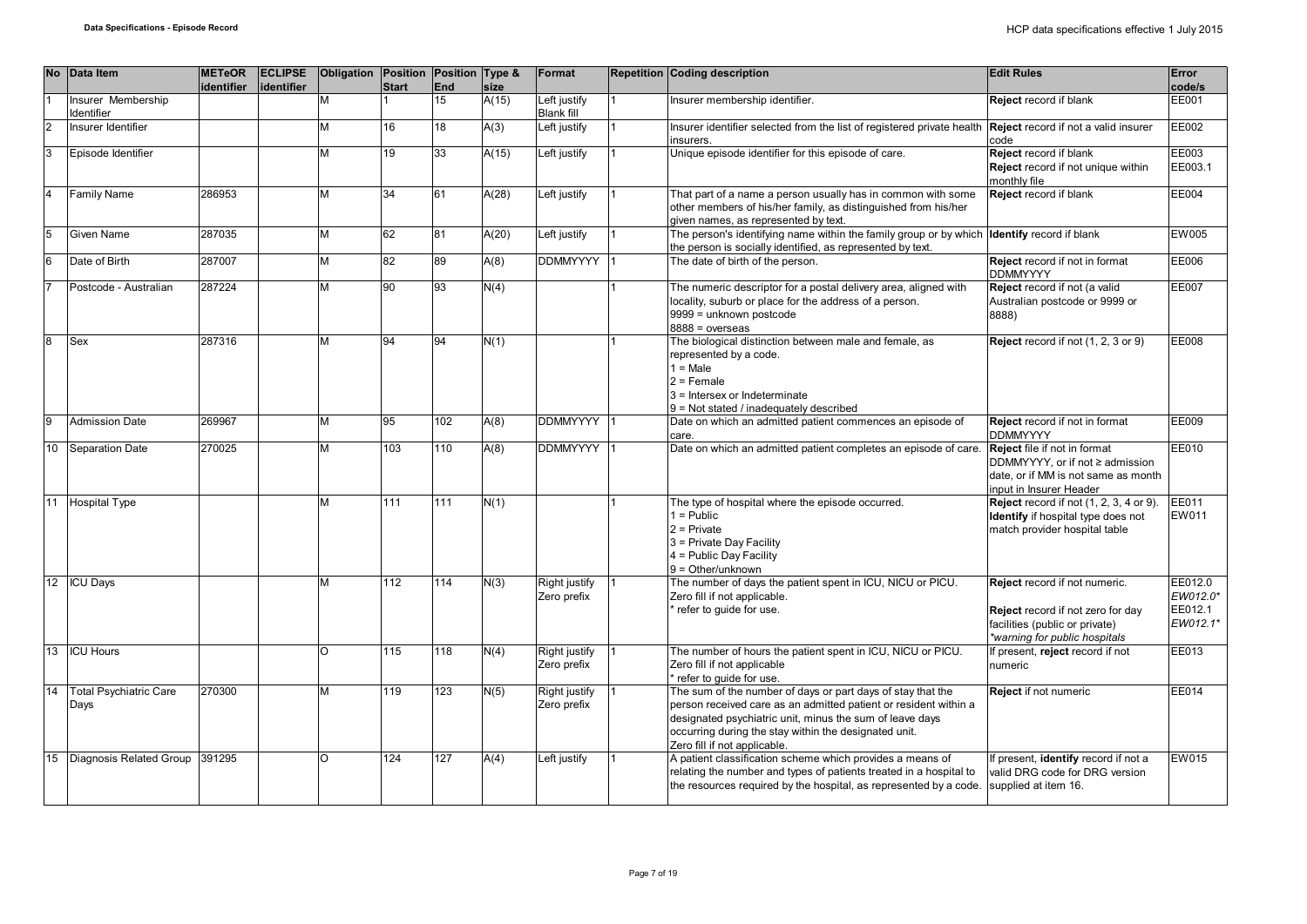| No | Data Item | METeOR identifier | ECLIPSE identifier | Obligation | Position Start | Position End | Type & size | Format | Repetition | Coding description | Edit Rules | Error code/s |
|---|---|---|---|---|---|---|---|---|---|---|---|---|
| 1 | Insurer Membership Identifier | | | M | 1 | 15 | A(15) | Left justify Blank fill | 1 | Insurer membership identifier. | **Reject** record if blank | EE001 |
| 2 | Insurer Identifier | | | M | 16 | 18 | A(3) | Left justify | 1 | Insurer identifier selected from the list of registered private health insurers. | **Reject** record if not a valid insurer code | EE002 |
| 3 | Episode Identifier | | | M | 19 | 33 | A(15) | Left justify | 1 | Unique episode identifier for this episode of care. | **Reject** record if blank<br>**Reject** record if not unique within monthly file | EE003<br>EE003.1 |
| 4 | Family Name | 286953 | | M | 34 | 61 | A(28) | Left justify | 1 | That part of a name a person usually has in common with some other members of his/her family, as distinguished from his/her given names, as represented by text. | **Reject** record if blank | EE004 |
| 5 | Given Name | 287035 | | M | 62 | 81 | A(20) | Left justify | 1 | The person's identifying name within the family group or by which the person is socially identified, as represented by text. | **Identify** record if blank | EW005 |
| 6 | Date of Birth | 287007 | | M | 82 | 89 | A(8) | DDMMYYYY | 1 | The date of birth of the person. | **Reject** record if not in format DDMMYYYY | EE006 |
| 7 | Postcode - Australian | 287224 | | M | 90 | 93 | N(4) | | 1 | The numeric descriptor for a postal delivery area, aligned with locality, suburb or place for the address of a person.<br>9999 = unknown postcode<br>8888 = overseas | **Reject** record if not (a valid Australian postcode or 9999 or 8888) | EE007 |
| 8 | Sex | 287316 | | M | 94 | 94 | N(1) | | 1 | The biological distinction between male and female, as represented by a code.<br>1 = Male<br>2 = Female<br>3 = Intersex or Indeterminate<br>9 = Not stated / inadequately described | **Reject** record if not (1, 2, 3 or 9) | EE008 |
| 9 | Admission Date | 269967 | | M | 95 | 102 | A(8) | DDMMYYYY | 1 | Date on which an admitted patient commences an episode of care. | **Reject** record if not in format DDMMYYYY | EE009 |
| 10 | Separation Date | 270025 | | M | 103 | 110 | A(8) | DDMMYYYY | 1 | Date on which an admitted patient completes an episode of care. | **Reject** file if not in format DDMMYYYY, or if not ≥ admission date, or if MM is not same as month input in Insurer Header | EE010 |
| 11 | Hospital Type | | | M | 111 | 111 | N(1) | | 1 | The type of hospital where the episode occurred.<br>1 = Public<br>2 = Private<br>3 = Private Day Facility<br>4 = Public Day Facility<br>9 = Other/unknown | **Reject** record if not (1, 2, 3, 4 or 9).<br>**Identify** if hospital type does not match provider hospital table | EE011<br>EW011 |
| 12 | ICU Days | | | M | 112 | 114 | N(3) | Right justify Zero prefix | 1 | The number of days the patient spent in ICU, NICU or PICU.<br>Zero fill if not applicable.<br>* refer to guide for use. | **Reject** record if not numeric.<br><br>**Reject** record if not zero for day facilities (public or private)<br>*\*warning for public hospitals* | EE012.0<br>*EW012.0\**<br>EE012.1<br>*EW012.1\** |
| 13 | ICU Hours | | | O | 115 | 118 | N(4) | Right justify Zero prefix | 1 | The number of hours the patient spent in ICU, NICU or PICU.<br>Zero fill if not applicable<br>* refer to guide for use. | If present, **reject** record if not numeric | EE013 |
| 14 | Total Psychiatric Care Days | 270300 | | M | 119 | 123 | N(5) | Right justify Zero prefix | 1 | The sum of the number of days or part days of stay that the person received care as an admitted patient or resident within a designated psychiatric unit, minus the sum of leave days occurring during the stay within the designated unit.<br>Zero fill if not applicable. | **Reject** if not numeric | EE014 |
| 15 | Diagnosis Related Group | 391295 | | O | 124 | 127 | A(4) | Left justify | 1 | A patient classification scheme which provides a means of relating the number and types of patients treated in a hospital to the resources required by the hospital, as represented by a code. | If present, **identify** record if not a valid DRG code for DRG version supplied at item 16. | EW015 |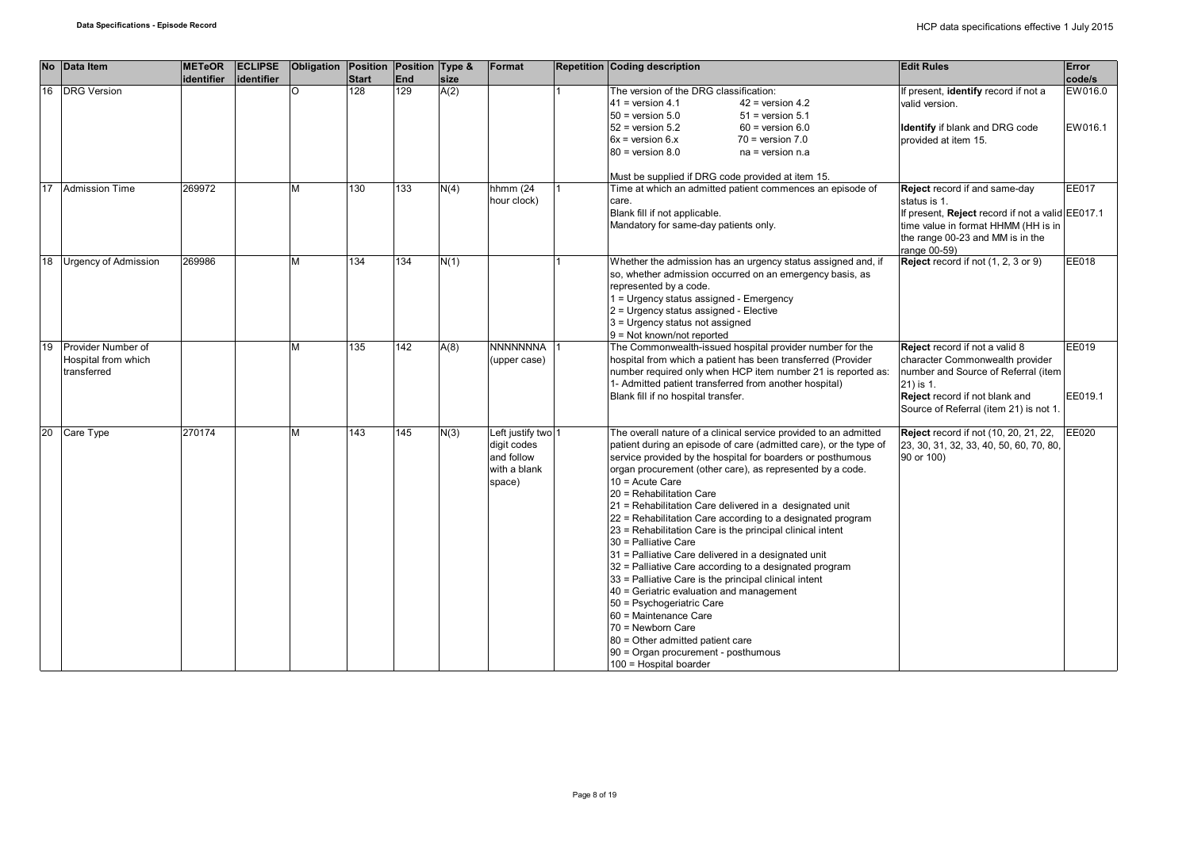| No | Data Item | METeOR identifier | ECLIPSE identifier | Obligation | Position Start | Position End | Type & size | Format | Repetition | Coding description | Edit Rules | Error code/s |
|---|---|---|---|---|---|---|---|---|---|---|---|---|
| 16 | DRG Version | | | O | 128 | 129 | A(2) | | 1 | The version of the DRG classification:<br>41 = version 4.1 42 = version 4.2<br>50 = version 5.0 51 = version 5.1<br>52 = version 5.2 60 = version 6.0<br>6x = version 6.x 70 = version 7.0<br>80 = version 8.0 na = version n.a<br><br>Must be supplied if DRG code provided at item 15. | If present, **identify** record if not a valid version.<br><br>**Identify** if blank and DRG code provided at item 15. | EW016.0<br><br>EW016.1 |
| 17 | Admission Time | 269972 | | M | 130 | 133 | N(4) | hhmm (24 hour clock) | 1 | Time at which an admitted patient commences an episode of care.<br>Blank fill if not applicable.<br>Mandatory for same-day patients only. | **Reject** record if and same-day status is 1.<br>If present, **Reject** record if not a valid time value in format HHMM (HH is in the range 00-23 and MM is in the range 00-59) | EE017<br><br>EE017.1 |
| 18 | Urgency of Admission | 269986 | | M | 134 | 134 | N(1) | | 1 | Whether the admission has an urgency status assigned and, if so, whether admission occurred on an emergency basis, as represented by a code.<br>1 = Urgency status assigned - Emergency<br>2 = Urgency status assigned - Elective<br>3 = Urgency status not assigned<br>9 = Not known/not reported | **Reject** record if not (1, 2, 3 or 9) | EE018 |
| 19 | Provider Number of Hospital from which transferred | | | M | 135 | 142 | A(8) | NNNNNNNA (upper case) | 1 | The Commonwealth-issued hospital provider number for the hospital from which a patient has been transferred (Provider number required only when HCP item number 21 is reported as: 1- Admitted patient transferred from another hospital)<br>Blank fill if no hospital transfer. | **Reject** record if not a valid 8 character Commonwealth provider number and Source of Referral (item 21) is 1.<br>**Reject** record if not blank and Source of Referral (item 21) is not 1. | EE019<br><br>EE019.1 |
| 20 | Care Type | 270174 | | M | 143 | 145 | N(3) | Left justify two digit codes and follow with a blank space) | 1 | The overall nature of a clinical service provided to an admitted patient during an episode of care (admitted care), or the type of service provided by the hospital for boarders or posthumous organ procurement (other care), as represented by a code.<br>10 = Acute Care<br>20 = Rehabilitation Care<br>21 = Rehabilitation Care delivered in a designated unit<br>22 = Rehabilitation Care according to a designated program<br>23 = Rehabilitation Care is the principal clinical intent<br>30 = Palliative Care<br>31 = Palliative Care delivered in a designated unit<br>32 = Palliative Care according to a designated program<br>33 = Palliative Care is the principal clinical intent<br>40 = Geriatric evaluation and management<br>50 = Psychogeriatric Care<br>60 = Maintenance Care<br>70 = Newborn Care<br>80 = Other admitted patient care<br>90 = Organ procurement - posthumous<br>100 = Hospital boarder | **Reject** record if not (10, 20, 21, 22, 23, 30, 31, 32, 33, 40, 50, 60, 70, 80, 90 or 100) | EE020 |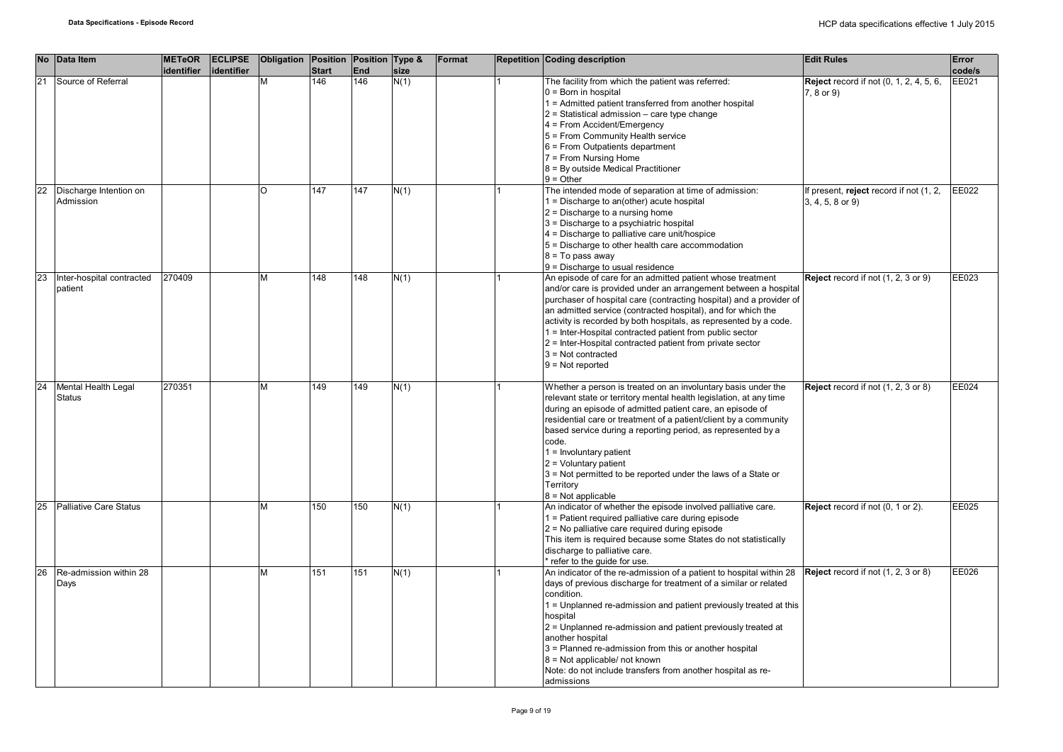| No | Data Item | METeOR identifier | ECLIPSE identifier | Obligation | Position Start | Position End | Type & size | Format | Repetition | Coding description | Edit Rules | Error code/s |
|---|---|---|---|---|---|---|---|---|---|---|---|---|
| 21 | Source of Referral | | | M | 146 | 146 | N(1) | | 1 | The facility from which the patient was referred:<br>0 = Born in hospital<br>1 = Admitted patient transferred from another hospital<br>2 = Statistical admission – care type change<br>4 = From Accident/Emergency<br>5 = From Community Health service<br>6 = From Outpatients department<br>7 = From Nursing Home<br>8 = By outside Medical Practitioner<br>9 = Other | **Reject** record if not (0, 1, 2, 4, 5, 6, 7, 8 or 9) | EE021 |
| 22 | Discharge Intention on Admission | | | O | 147 | 147 | N(1) | | 1 | The intended mode of separation at time of admission:<br>1 = Discharge to an(other) acute hospital<br>2 = Discharge to a nursing home<br>3 = Discharge to a psychiatric hospital<br>4 = Discharge to palliative care unit/hospice<br>5 = Discharge to other health care accommodation<br>8 = To pass away<br>9 = Discharge to usual residence | If present, **reject** record if not (1, 2, 3, 4, 5, 8 or 9) | EE022 |
| 23 | Inter-hospital contracted patient | 270409 | | M | 148 | 148 | N(1) | | 1 | An episode of care for an admitted patient whose treatment and/or care is provided under an arrangement between a hospital purchaser of hospital care (contracting hospital) and a provider of an admitted service (contracted hospital), and for which the activity is recorded by both hospitals, as represented by a code.<br>1 = Inter-Hospital contracted patient from public sector<br>2 = Inter-Hospital contracted patient from private sector<br>3 = Not contracted<br>9 = Not reported | **Reject** record if not (1, 2, 3 or 9) | EE023 |
| 24 | Mental Health Legal Status | 270351 | | M | 149 | 149 | N(1) | | 1 | Whether a person is treated on an involuntary basis under the relevant state or territory mental health legislation, at any time during an episode of admitted patient care, an episode of residential care or treatment of a patient/client by a community based service during a reporting period, as represented by a code.<br>1 = Involuntary patient<br>2 = Voluntary patient<br>3 = Not permitted to be reported under the laws of a State or Territory<br>8 = Not applicable | **Reject** record if not (1, 2, 3 or 8) | EE024 |
| 25 | Palliative Care Status | | | M | 150 | 150 | N(1) | | 1 | An indicator of whether the episode involved palliative care.<br>1 = Patient required palliative care during episode<br>2 = No palliative care required during episode<br>This item is required because some States do not statistically discharge to palliative care.<br>* refer to the guide for use. | **Reject** record if not (0, 1 or 2). | EE025 |
| 26 | Re-admission within 28 Days | | | M | 151 | 151 | N(1) | | 1 | An indicator of the re-admission of a patient to hospital within 28 days of previous discharge for treatment of a similar or related condition.<br>1 = Unplanned re-admission and patient previously treated at this hospital<br>2 = Unplanned re-admission and patient previously treated at another hospital<br>3 = Planned re-admission from this or another hospital<br>8 = Not applicable/ not known<br>Note: do not include transfers from another hospital as re-admissions | **Reject** record if not (1, 2, 3 or 8) | EE026 |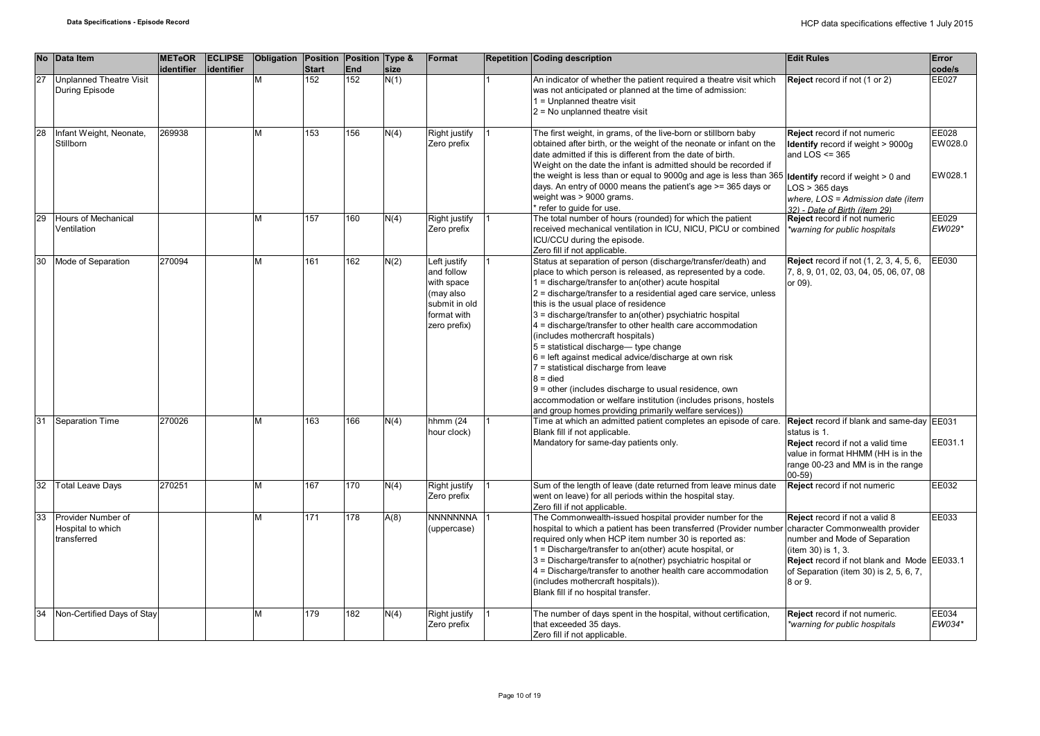| No | Data Item | METeOR identifier | ECLIPSE identifier | Obligation | Position Start | Position End | Type & size | Format | Repetition | Coding description | Edit Rules | Error code/s |
|---|---|---|---|---|---|---|---|---|---|---|---|---|
| 27 | Unplanned Theatre Visit During Episode | | | M | 152 | 152 | N(1) | | 1 | An indicator of whether the patient required a theatre visit which was not anticipated or planned at the time of admission:<br>1 = Unplanned theatre visit<br>2 = No unplanned theatre visit | **Reject** record if not (1 or 2) | EE027 |
| 28 | Infant Weight, Neonate, Stillborn | 269938 | | M | 153 | 156 | N(4) | Right justify Zero prefix | 1 | The first weight, in grams, of the live-born or stillborn baby obtained after birth, or the weight of the neonate or infant on the date admitted if this is different from the date of birth.<br>Weight on the date the infant is admitted should be recorded if the weight is less than or equal to 9000g and age is less than 365 days. An entry of 0000 means the patient's age >= 365 days or weight was > 9000 grams.<br>* refer to guide for use. | **Reject** record if not numeric<br>**Identify** record if weight > 9000g and LOS <= 365<br>**Identify** record if weight > 0 and LOS > 365 days<br>*where, LOS = Admission date (item 32) - Date of Birth (item 29)* | EE028<br>EW028.0<br>EW028.1 |
| 29 | Hours of Mechanical Ventilation | | | M | 157 | 160 | N(4) | Right justify Zero prefix | 1 | The total number of hours (rounded) for which the patient received mechanical ventilation in ICU, NICU, PICU or combined ICU/CCU during the episode.<br>Zero fill if not applicable. | **Reject** record if not numeric<br>*\*warning for public hospitals* | EE029<br>*EW029\** |
| 30 | Mode of Separation | 270094 | | M | 161 | 162 | N(2) | Left justify and follow with space (may also submit in old format with zero prefix) | 1 | Status at separation of person (discharge/transfer/death) and place to which person is released, as represented by a code.<br>1 = discharge/transfer to an(other) acute hospital<br>2 = discharge/transfer to a residential aged care service, unless this is the usual place of residence<br>3 = discharge/transfer to an(other) psychiatric hospital<br>4 = discharge/transfer to other health care accommodation (includes mothercraft hospitals)<br>5 = statistical discharge— type change<br>6 = left against medical advice/discharge at own risk<br>7 = statistical discharge from leave<br>8 = died<br>9 = other (includes discharge to usual residence, own accommodation or welfare institution (includes prisons, hostels and group homes providing primarily welfare services)) | **Reject** record if not (1, 2, 3, 4, 5, 6, 7, 8, 9, 01, 02, 03, 04, 05, 06, 07, 08 or 09). | EE030 |
| 31 | Separation Time | 270026 | | M | 163 | 166 | N(4) | hhmm (24 hour clock) | 1 | Time at which an admitted patient completes an episode of care.<br>Blank fill if not applicable.<br>Mandatory for same-day patients only. | **Reject** record if blank and same-day status is 1.<br>**Reject** record if not a valid time value in format HHMM (HH is in the range 00-23 and MM is in the range 00-59) | EE031<br>EE031.1 |
| 32 | Total Leave Days | 270251 | | M | 167 | 170 | N(4) | Right justify Zero prefix | 1 | Sum of the length of leave (date returned from leave minus date went on leave) for all periods within the hospital stay.<br>Zero fill if not applicable. | **Reject** record if not numeric | EE032 |
| 33 | Provider Number of Hospital to which transferred | | | M | 171 | 178 | A(8) | NNNNNNNA (uppercase) | 1 | The Commonwealth-issued hospital provider number for the hospital to which a patient has been transferred (Provider number required only when HCP item number 30 is reported as:<br>1 = Discharge/transfer to an(other) acute hospital, or<br>3 = Discharge/transfer to a(nother) psychiatric hospital or<br>4 = Discharge/transfer to another health care accommodation (includes mothercraft hospitals)).<br>Blank fill if no hospital transfer. | **Reject** record if not a valid 8 character Commonwealth provider number and Mode of Separation (item 30) is 1, 3.<br>**Reject** record if not blank and Mode of Separation (item 30) is 2, 5, 6, 7, 8 or 9. | EE033<br>EE033.1 |
| 34 | Non-Certified Days of Stay | | | M | 179 | 182 | N(4) | Right justify Zero prefix | 1 | The number of days spent in the hospital, without certification, that exceeded 35 days.<br>Zero fill if not applicable. | **Reject** record if not numeric.<br>*\*warning for public hospitals* | EE034<br>*EW034\** |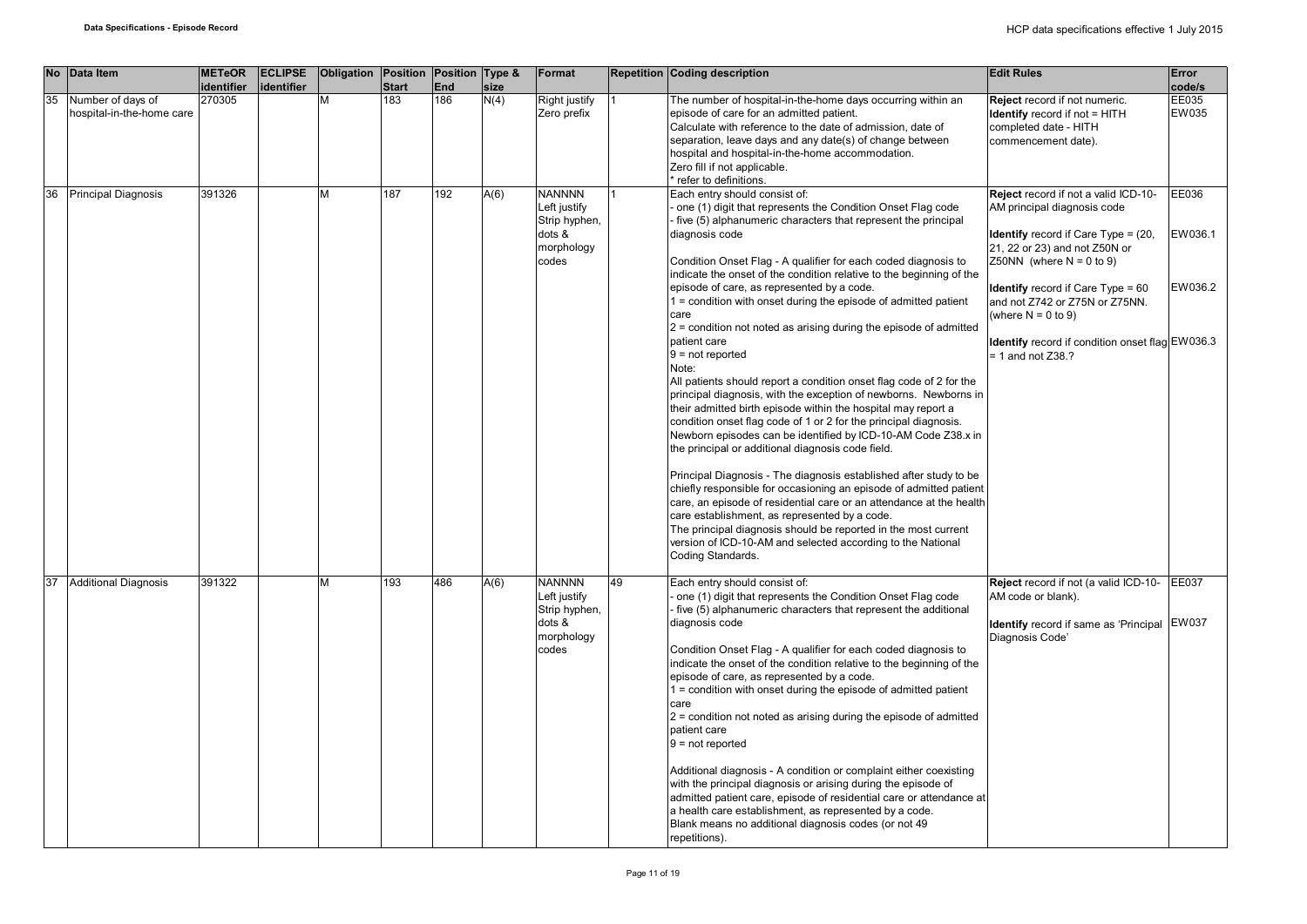| No | Data Item | METeOR identifier | ECLIPSE identifier | Obligation | Position Start | Position End | Type & size | Format | Repetition | Coding description | Edit Rules | Error code/s |
|---|---|---|---|---|---|---|---|---|---|---|---|---|
| 35 | Number of days of hospital-in-the-home care | 270305 | | M | 183 | 186 | N(4) | Right justify Zero prefix | 1 | The number of hospital-in-the-home days occurring within an episode of care for an admitted patient.<br>Calculate with reference to the date of admission, date of separation, leave days and any date(s) of change between hospital and hospital-in-the-home accommodation.<br>Zero fill if not applicable.<br>* refer to definitions. | **Reject** record if not numeric.<br>**Identify** record if not = HITH completed date - HITH commencement date). | EE035<br>EW035 |
| 36 | Principal Diagnosis | 391326 | | M | 187 | 192 | A(6) | NANNNN<br>Left justify<br>Strip hyphen, dots & morphology codes | 1 | Each entry should consist of:<br>- one (1) digit that represents the Condition Onset Flag code<br>- five (5) alphanumeric characters that represent the principal diagnosis code<br><br>Condition Onset Flag - A qualifier for each coded diagnosis to indicate the onset of the condition relative to the beginning of the episode of care, as represented by a code.<br>1 = condition with onset during the episode of admitted patient care<br>2 = condition not noted as arising during the episode of admitted patient care<br>9 = not reported<br>Note:<br>All patients should report a condition onset flag code of 2 for the principal diagnosis, with the exception of newborns. Newborns in their admitted birth episode within the hospital may report a condition onset flag code of 1 or 2 for the principal diagnosis. Newborn episodes can be identified by ICD-10-AM Code Z38.x in the principal or additional diagnosis code field.<br><br>Principal Diagnosis - The diagnosis established after study to be chiefly responsible for occasioning an episode of admitted patient care, an episode of residential care or an attendance at the health care establishment, as represented by a code.<br>The principal diagnosis should be reported in the most current version of ICD-10-AM and selected according to the National Coding Standards. | **Reject** record if not a valid ICD-10-AM principal diagnosis code<br><br>**Identify** record if Care Type = (20, 21, 22 or 23) and not Z50N or Z50NN (where N = 0 to 9)<br><br>**Identify** record if Care Type = 60 and not Z742 or Z75N or Z75NN. (where N = 0 to 9)<br><br>**Identify** record if condition onset flag = 1 and not Z38.? | EE036<br><br>EW036.1<br><br><br>EW036.2<br><br><br>EW036.3 |
| 37 | Additional Diagnosis | 391322 | | M | 193 | 486 | A(6) | NANNNN<br>Left justify<br>Strip hyphen, dots & morphology codes | 49 | Each entry should consist of:<br>- one (1) digit that represents the Condition Onset Flag code<br>- five (5) alphanumeric characters that represent the additional diagnosis code<br><br>Condition Onset Flag - A qualifier for each coded diagnosis to indicate the onset of the condition relative to the beginning of the episode of care, as represented by a code.<br>1 = condition with onset during the episode of admitted patient care<br>2 = condition not noted as arising during the episode of admitted patient care<br>9 = not reported<br><br>Additional diagnosis - A condition or complaint either coexisting with the principal diagnosis or arising during the episode of admitted patient care, episode of residential care or attendance at a health care establishment, as represented by a code.<br>Blank means no additional diagnosis codes (or not 49 repetitions). | **Reject** record if not (a valid ICD-10-AM code or blank).<br><br>**Identify** record if same as 'Principal Diagnosis Code' | EE037<br><br>EW037 |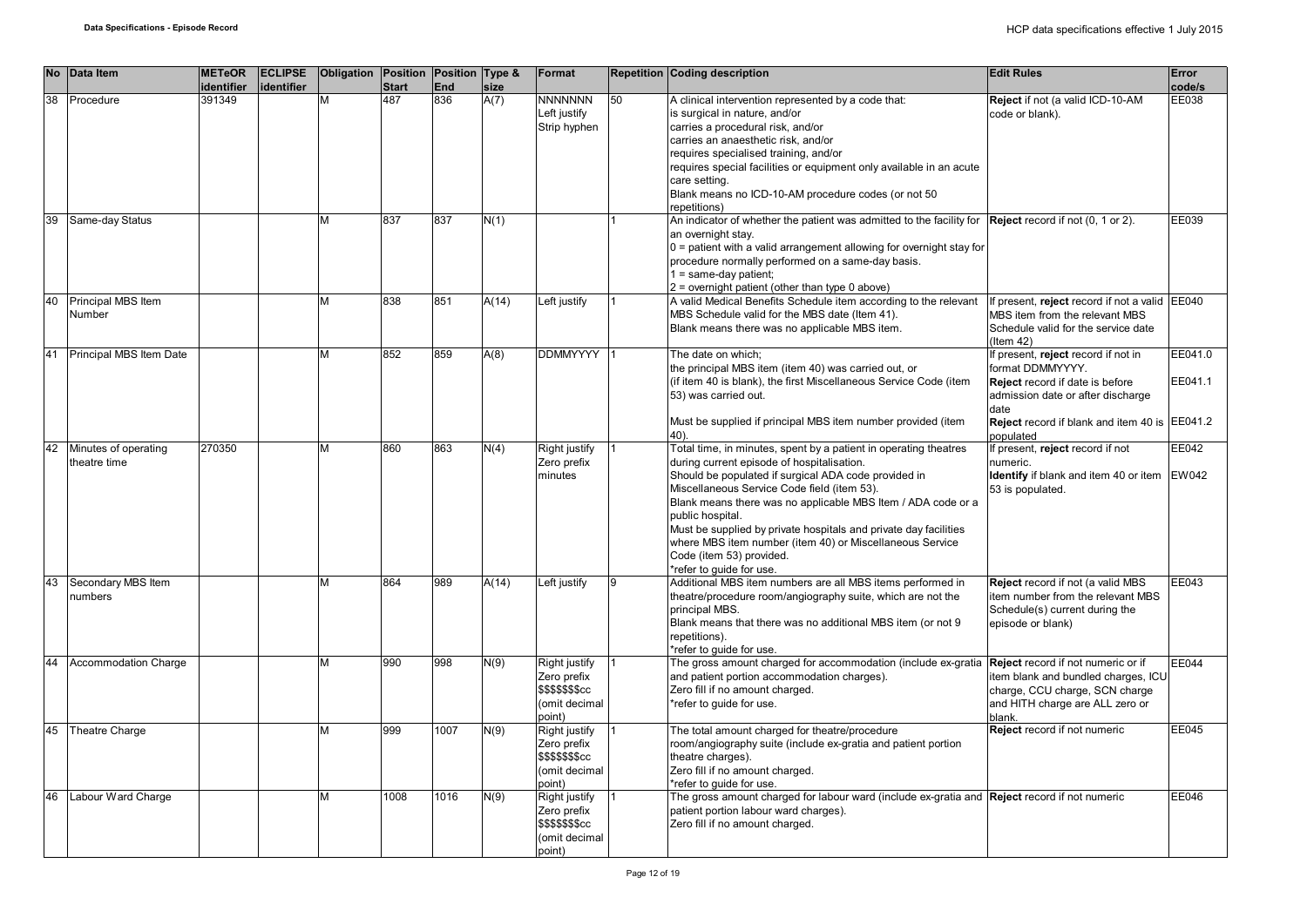| No | Data Item | METeOR identifier | ECLIPSE identifier | Obligation | Position Start | Position End | Type & size | Format | Repetition | Coding description | Edit Rules | Error code/s |
|---|---|---|---|---|---|---|---|---|---|---|---|---|
| 38 | Procedure | 391349 | | M | 487 | 836 | A(7) | NNNNNNN Left justify Strip hyphen | 50 | A clinical intervention represented by a code that: is surgical in nature, and/or carries a procedural risk, and/or carries an anaesthetic risk, and/or requires specialised training, and/or requires special facilities or equipment only available in an acute care setting. Blank means no ICD-10-AM procedure codes (or not 50 repetitions) | **Reject** if not (a valid ICD-10-AM code or blank). | EE038 |
| 39 | Same-day Status | | | M | 837 | 837 | N(1) | | 1 | An indicator of whether the patient was admitted to the facility for an overnight stay. 0 = patient with a valid arrangement allowing for overnight stay for procedure normally performed on a same-day basis. 1 = same-day patient; 2 = overnight patient (other than type 0 above) | **Reject** record if not (0, 1 or 2). | EE039 |
| 40 | Principal MBS Item Number | | | M | 838 | 851 | A(14) | Left justify | 1 | A valid Medical Benefits Schedule item according to the relevant MBS Schedule valid for the MBS date (Item 41). Blank means there was no applicable MBS item. | If present, **reject** record if not a valid MBS item from the relevant MBS Schedule valid for the service date (Item 42) | EE040 |
| 41 | Principal MBS Item Date | | | M | 852 | 859 | A(8) | DDMMYYYY | 1 | The date on which; the principal MBS item (item 40) was carried out, or (if item 40 is blank), the first Miscellaneous Service Code (item 53) was carried out. Must be supplied if principal MBS item number provided (item 40). | If present, **reject** record if not in format DDMMYYYY. **Reject** record if date is before admission date or after discharge date **Reject** record if blank and item 40 is populated | EE041.0 EE041.1 EE041.2 |
| 42 | Minutes of operating theatre time | 270350 | | M | 860 | 863 | N(4) | Right justify Zero prefix minutes | 1 | Total time, in minutes, spent by a patient in operating theatres during current episode of hospitalisation. Should be populated if surgical ADA code provided in Miscellaneous Service Code field (item 53). Blank means there was no applicable MBS Item / ADA code or a public hospital. Must be supplied by private hospitals and private day facilities where MBS item number (item 40) or Miscellaneous Service Code (item 53) provided. *refer to guide for use. | If present, **reject** record if not numeric. **Identify** if blank and item 40 or item 53 is populated. | EE042 EW042 |
| 43 | Secondary MBS Item numbers | | | M | 864 | 989 | A(14) | Left justify | 9 | Additional MBS item numbers are all MBS items performed in theatre/procedure room/angiography suite, which are not the principal MBS. Blank means that there was no additional MBS item (or not 9 repetitions). *refer to guide for use. | **Reject** record if not (a valid MBS item number from the relevant MBS Schedule(s) current during the episode or blank) | EE043 |
| 44 | Accommodation Charge | | | M | 990 | 998 | N(9) | Right justify Zero prefix $$$$$$$cc (omit decimal point) | 1 | The gross amount charged for accommodation (include ex-gratia and patient portion accommodation charges). Zero fill if no amount charged. *refer to guide for use. | **Reject** record if not numeric or if item blank and bundled charges, ICU charge, CCU charge, SCN charge and HITH charge are ALL zero or blank. | EE044 |
| 45 | Theatre Charge | | | M | 999 | 1007 | N(9) | Right justify Zero prefix $$$$$$$cc (omit decimal point) | 1 | The total amount charged for theatre/procedure room/angiography suite (include ex-gratia and patient portion theatre charges). Zero fill if no amount charged. *refer to guide for use. | **Reject** record if not numeric | EE045 |
| 46 | Labour Ward Charge | | | M | 1008 | 1016 | N(9) | Right justify Zero prefix $$$$$$$cc (omit decimal point) | 1 | The gross amount charged for labour ward (include ex-gratia and patient portion labour ward charges). Zero fill if no amount charged. | **Reject** record if not numeric | EE046 |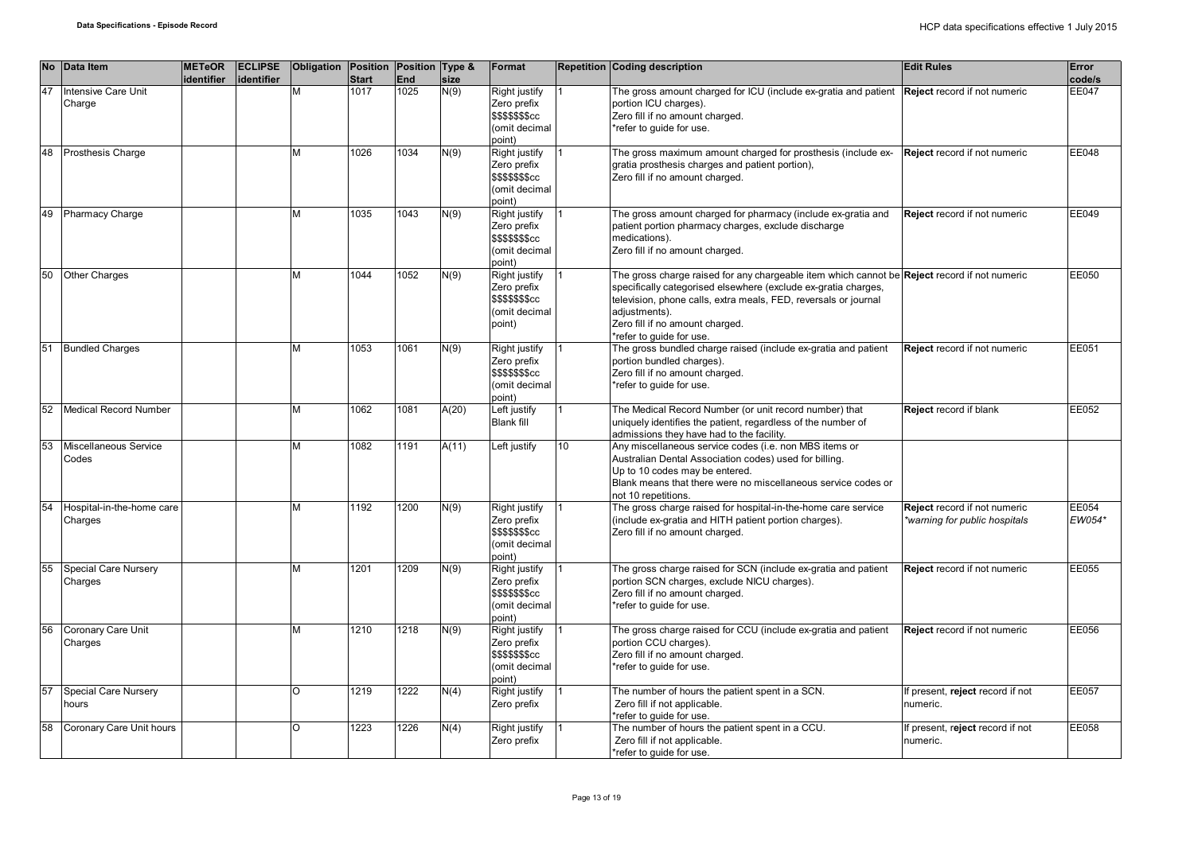| No | Data Item | METeOR identifier | ECLIPSE identifier | Obligation | Position Start | Position End | Type & size | Format | Repetition | Coding description | Edit Rules | Error code/s |
|---|---|---|---|---|---|---|---|---|---|---|---|---|
| 47 | Intensive Care Unit Charge | | | M | 1017 | 1025 | N(9) | Right justify Zero prefix $$$$$$$cc (omit decimal point) | 1 | The gross amount charged for ICU (include ex-gratia and patient portion ICU charges). Zero fill if no amount charged. *refer to guide for use. | **Reject** record if not numeric | EE047 |
| 48 | Prosthesis Charge | | | M | 1026 | 1034 | N(9) | Right justify Zero prefix $$$$$$$cc (omit decimal point) | 1 | The gross maximum amount charged for prosthesis (include ex-gratia prosthesis charges and patient portion), Zero fill if no amount charged. | **Reject** record if not numeric | EE048 |
| 49 | Pharmacy Charge | | | M | 1035 | 1043 | N(9) | Right justify Zero prefix $$$$$$$cc (omit decimal point) | 1 | The gross amount charged for pharmacy (include ex-gratia and patient portion pharmacy charges, exclude discharge medications). Zero fill if no amount charged. | **Reject** record if not numeric | EE049 |
| 50 | Other Charges | | | M | 1044 | 1052 | N(9) | Right justify Zero prefix $$$$$$$cc (omit decimal point) | 1 | The gross charge raised for any chargeable item which cannot be specifically categorised elsewhere (exclude ex-gratia charges, television, phone calls, extra meals, FED, reversals or journal adjustments). Zero fill if no amount charged. *refer to guide for use. | **Reject** record if not numeric | EE050 |
| 51 | Bundled Charges | | | M | 1053 | 1061 | N(9) | Right justify Zero prefix $$$$$$$cc (omit decimal point) | 1 | The gross bundled charge raised (include ex-gratia and patient portion bundled charges). Zero fill if no amount charged. *refer to guide for use. | **Reject** record if not numeric | EE051 |
| 52 | Medical Record Number | | | M | 1062 | 1081 | A(20) | Left justify Blank fill | 1 | The Medical Record Number (or unit record number) that uniquely identifies the patient, regardless of the number of admissions they have had to the facility. | **Reject** record if blank | EE052 |
| 53 | Miscellaneous Service Codes | | | M | 1082 | 1191 | A(11) | Left justify | 10 | Any miscellaneous service codes (i.e. non MBS items or Australian Dental Association codes) used for billing. Up to 10 codes may be entered. Blank means that there were no miscellaneous service codes or not 10 repetitions. | | |
| 54 | Hospital-in-the-home care Charges | | | M | 1192 | 1200 | N(9) | Right justify Zero prefix $$$$$$$cc (omit decimal point) | 1 | The gross charge raised for hospital-in-the-home care service (include ex-gratia and HITH patient portion charges). Zero fill if no amount charged. | **Reject** record if not numeric *warning for public hospitals* | EE054 *EW054** |
| 55 | Special Care Nursery Charges | | | M | 1201 | 1209 | N(9) | Right justify Zero prefix $$$$$$$cc (omit decimal point) | 1 | The gross charge raised for SCN (include ex-gratia and patient portion SCN charges, exclude NICU charges). Zero fill if no amount charged. *refer to guide for use. | **Reject** record if not numeric | EE055 |
| 56 | Coronary Care Unit Charges | | | M | 1210 | 1218 | N(9) | Right justify Zero prefix $$$$$$$cc (omit decimal point) | 1 | The gross charge raised for CCU (include ex-gratia and patient portion CCU charges). Zero fill if no amount charged. *refer to guide for use. | **Reject** record if not numeric | EE056 |
| 57 | Special Care Nursery hours | | | O | 1219 | 1222 | N(4) | Right justify Zero prefix | 1 | The number of hours the patient spent in a SCN. Zero fill if not applicable. *refer to guide for use. | If present, **reject** record if not numeric. | EE057 |
| 58 | Coronary Care Unit hours | | | O | 1223 | 1226 | N(4) | Right justify Zero prefix | 1 | The number of hours the patient spent in a CCU. Zero fill if not applicable. *refer to guide for use. | If present, r**eject** record if not numeric. | EE058 |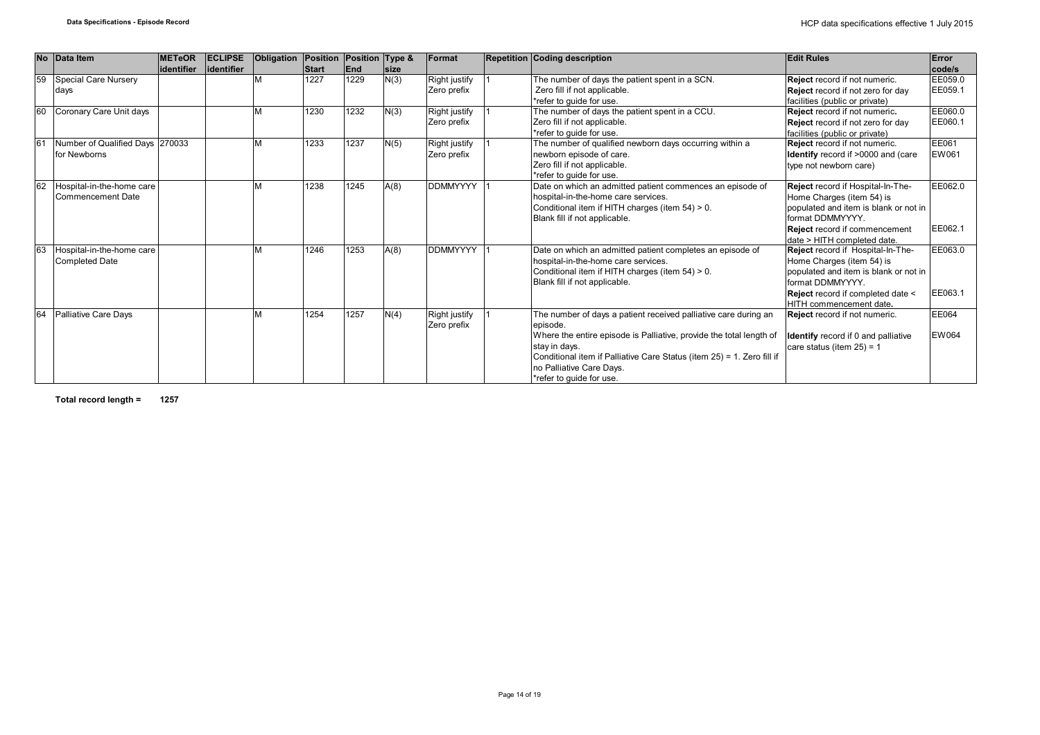| No | Data Item | METeOR identifier | ECLIPSE identifier | Obligation | Position Start | Position End | Type & size | Format | Repetition | Coding description | Edit Rules | Error code/s |
|---|---|---|---|---|---|---|---|---|---|---|---|---|
| 59 | Special Care Nursery days | | | M | 1227 | 1229 | N(3) | Right justify Zero prefix | 1 | The number of days the patient spent in a SCN. Zero fill if not applicable. *refer to guide for use. | **Reject** record if not numeric. **Reject** record if not zero for day facilities (public or private) | EE059.0 EE059.1 |
| 60 | Coronary Care Unit days | | | M | 1230 | 1232 | N(3) | Right justify Zero prefix | 1 | The number of days the patient spent in a CCU. Zero fill if not applicable. *refer to guide for use. | **Reject** record if not numeric. **Reject** record if not zero for day facilities (public or private) | EE060.0 EE060.1 |
| 61 | Number of Qualified Days for Newborns | 270033 | | M | 1233 | 1237 | N(5) | Right justify Zero prefix | 1 | The number of qualified newborn days occurring within a newborn episode of care. Zero fill if not applicable. *refer to guide for use. | **Reject** record if not numeric. **Identify** record if >0000 and (care type not newborn care) | EE061 EW061 |
| 62 | Hospital-in-the-home care Commencement Date | | | M | 1238 | 1245 | A(8) | DDMMYYYY | 1 | Date on which an admitted patient commences an episode of hospital-in-the-home care services. Conditional item if HITH charges (item 54) > 0. Blank fill if not applicable. | **Reject** record if Hospital-In-The-Home Charges (item 54) is populated and item is blank or not in format DDMMYYYY. **Reject** record if commencement date > HITH completed date. | EE062.0 EE062.1 |
| 63 | Hospital-in-the-home care Completed Date | | | M | 1246 | 1253 | A(8) | DDMMYYYY | 1 | Date on which an admitted patient completes an episode of hospital-in-the-home care services. Conditional item if HITH charges (item 54) > 0. Blank fill if not applicable. | **Reject** record if Hospital-In-The-Home Charges (item 54) is populated and item is blank or not in format DDMMYYYY. **Reject** record if completed date < HITH commencement date. | EE063.0 EE063.1 |
| 64 | Palliative Care Days | | | M | 1254 | 1257 | N(4) | Right justify Zero prefix | 1 | The number of days a patient received palliative care during an episode. Where the entire episode is Palliative, provide the total length of stay in days. Conditional item if Palliative Care Status (item 25) = 1. Zero fill if no Palliative Care Days. *refer to guide for use. | **Reject** record if not numeric. **Identify** record if 0 and palliative care status (item 25) = 1 | EE064 EW064 |

**Total record length = 1257**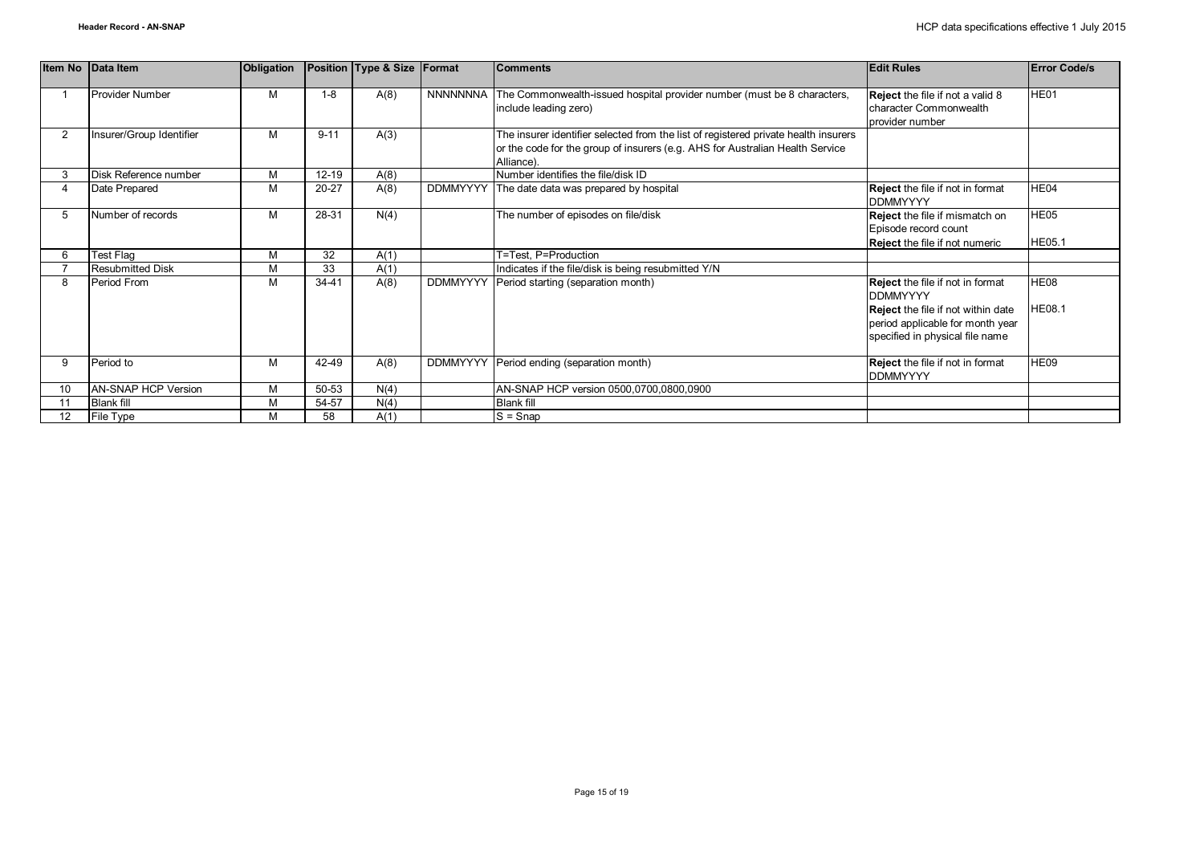| Item No | Data Item | Obligation | Position | Type & Size | Format | Comments | Edit Rules | Error Code/s |
|---|---|---|---|---|---|---|---|---|
| 1 | Provider Number | M | 1-8 | A(8) | NNNNNNNA | The Commonwealth-issued hospital provider number (must be 8 characters, include leading zero) | **Reject** the file if not a valid 8 character Commonwealth provider number | HE01 |
| 2 | Insurer/Group Identifier | M | 9-11 | A(3) | | The insurer identifier selected from the list of registered private health insurers or the code for the group of insurers (e.g. AHS for Australian Health Service Alliance). | | |
| 3 | Disk Reference number | M | 12-19 | A(8) | | Number identifies the file/disk ID | | |
| 4 | Date Prepared | M | 20-27 | A(8) | DDMMYYYY | The date data was prepared by hospital | **Reject** the file if not in format DDMMYYYY | HE04 |
| 5 | Number of records | M | 28-31 | N(4) | | The number of episodes on file/disk | **Reject** the file if mismatch on Episode record count<br>**Reject** the file if not numeric | HE05<br>HE05.1 |
| 6 | Test Flag | M | 32 | A(1) | | T=Test, P=Production | | |
| 7 | Resubmitted Disk | M | 33 | A(1) | | Indicates if the file/disk is being resubmitted Y/N | | |
| 8 | Period From | M | 34-41 | A(8) | DDMMYYYY | Period starting (separation month) | **Reject** the file if not in format DDMMYYYY<br>**Reject** the file if not within date period applicable for month year specified in physical file name | HE08<br>HE08.1 |
| 9 | Period to | M | 42-49 | A(8) | DDMMYYYY | Period ending (separation month) | **Reject** the file if not in format DDMMYYYY | HE09 |
| 10 | AN-SNAP HCP Version | M | 50-53 | N(4) | | AN-SNAP HCP version 0500,0700,0800,0900 | | |
| 11 | Blank fill | M | 54-57 | N(4) | | Blank fill | | |
| 12 | File Type | M | 58 | A(1) | | S = Snap | | |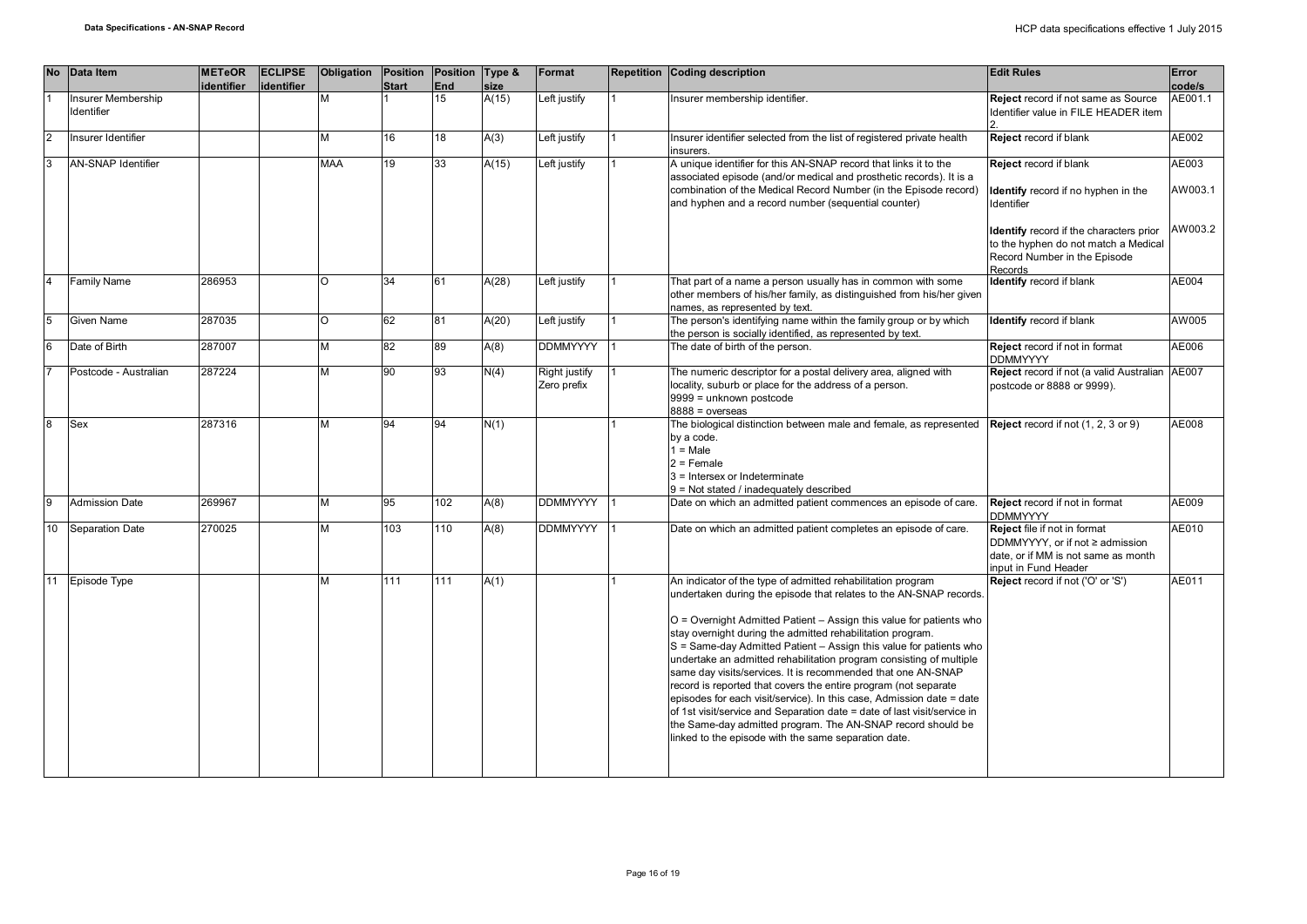| No | Data Item | METeOR identifier | ECLIPSE identifier | Obligation | Position Start | Position End | Type & size | Format | Repetition | Coding description | Edit Rules | Error code/s |
|---|---|---|---|---|---|---|---|---|---|---|---|---|
| 1 | Insurer Membership Identifier | | | M | 1 | 15 | A(15) | Left justify | 1 | Insurer membership identifier. | **Reject** record if not same as Source Identifier value in FILE HEADER item 2. | AE001.1 |
| 2 | Insurer Identifier | | | M | 16 | 18 | A(3) | Left justify | 1 | Insurer identifier selected from the list of registered private health insurers. | **Reject** record if blank | AE002 |
| 3 | AN-SNAP Identifier | | | MAA | 19 | 33 | A(15) | Left justify | 1 | A unique identifier for this AN-SNAP record that links it to the associated episode (and/or medical and prosthetic records). It is a combination of the Medical Record Number (in the Episode record) and hyphen and a record number (sequential counter) | **Reject** record if blank<br><br>**Identify** record if no hyphen in the Identifier<br><br>**Identify** record if the characters prior to the hyphen do not match a Medical Record Number in the Episode Records | AE003<br><br>AW003.1<br><br>AW003.2 |
| 4 | Family Name | 286953 | | O | 34 | 61 | A(28) | Left justify | 1 | That part of a name a person usually has in common with some other members of his/her family, as distinguished from his/her given names, as represented by text. | **Identify** record if blank | AE004 |
| 5 | Given Name | 287035 | | O | 62 | 81 | A(20) | Left justify | 1 | The person's identifying name within the family group or by which the person is socially identified, as represented by text. | **Identify** record if blank | AW005 |
| 6 | Date of Birth | 287007 | | M | 82 | 89 | A(8) | DDMMYYYY | 1 | The date of birth of the person. | **Reject** record if not in format DDMMYYYY | AE006 |
| 7 | Postcode - Australian | 287224 | | M | 90 | 93 | N(4) | Right justify Zero prefix | 1 | The numeric descriptor for a postal delivery area, aligned with locality, suburb or place for the address of a person.<br>9999 = unknown postcode<br>8888 = overseas | **Reject** record if not (a valid Australian postcode or 8888 or 9999). | AE007 |
| 8 | Sex | 287316 | | M | 94 | 94 | N(1) | | 1 | The biological distinction between male and female, as represented by a code.<br>1 = Male<br>2 = Female<br>3 = Intersex or Indeterminate<br>9 = Not stated / inadequately described | **Reject** record if not (1, 2, 3 or 9) | AE008 |
| 9 | Admission Date | 269967 | | M | 95 | 102 | A(8) | DDMMYYYY | 1 | Date on which an admitted patient commences an episode of care. | **Reject** record if not in format DDMMYYYY | AE009 |
| 10 | Separation Date | 270025 | | M | 103 | 110 | A(8) | DDMMYYYY | 1 | Date on which an admitted patient completes an episode of care. | **Reject** file if not in format DDMMYYYY, or if not ≥ admission date, or if MM is not same as month input in Fund Header | AE010 |
| 11 | Episode Type | | | M | 111 | 111 | A(1) | | 1 | An indicator of the type of admitted rehabilitation program undertaken during the episode that relates to the AN-SNAP records.<br><br>O = Overnight Admitted Patient – Assign this value for patients who stay overnight during the admitted rehabilitation program.<br>S = Same-day Admitted Patient – Assign this value for patients who undertake an admitted rehabilitation program consisting of multiple same day visits/services. It is recommended that one AN-SNAP record is reported that covers the entire program (not separate episodes for each visit/service). In this case, Admission date = date of 1st visit/service and Separation date = date of last visit/service in the Same-day admitted program. The AN-SNAP record should be linked to the episode with the same separation date. | **Reject** record if not ('O' or 'S') | AE011 |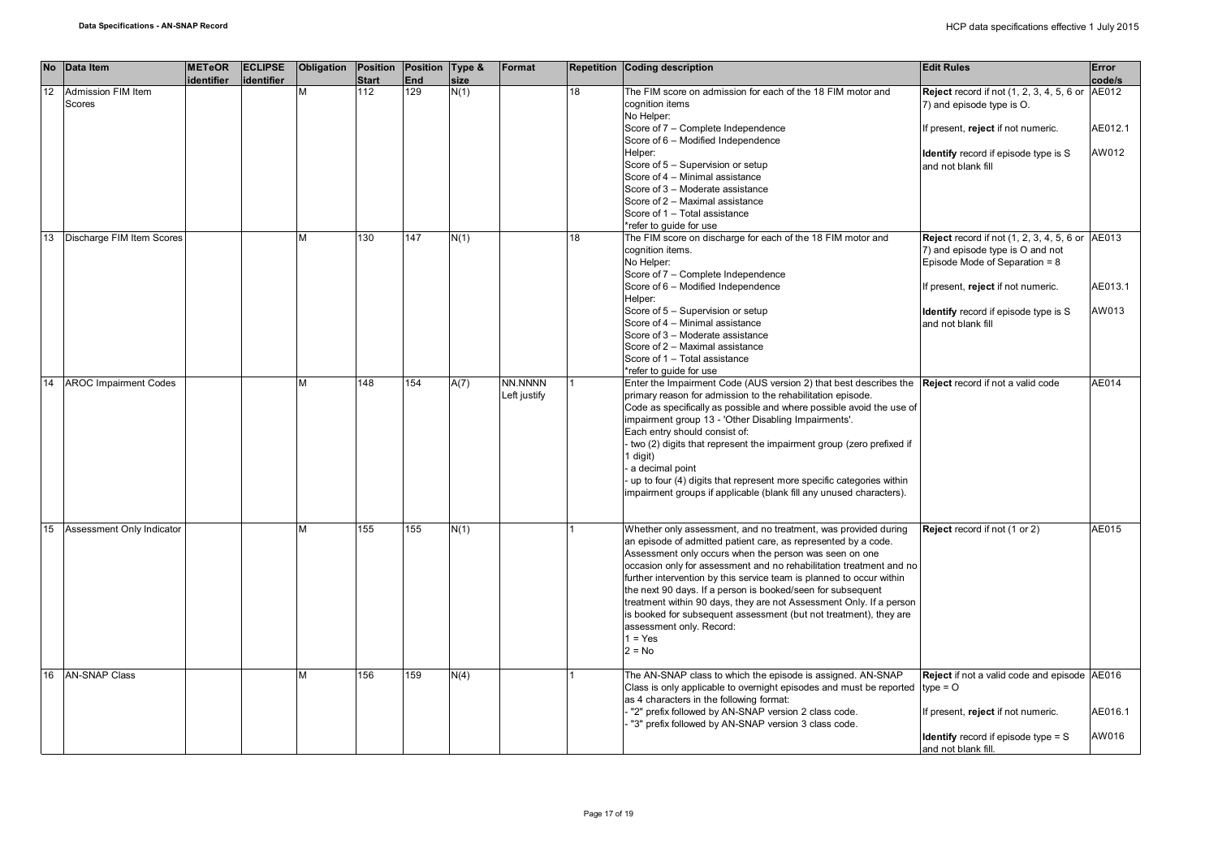| No | Data Item | METeOR identifier | ECLIPSE identifier | Obligation | Position Start | Position End | Type & size | Format | Repetition | Coding description | Edit Rules | Error code/s |
|---|---|---|---|---|---|---|---|---|---|---|---|---|
| 12 | Admission FIM Item Scores | | | M | 112 | 129 | N(1) | | 18 | The FIM score on admission for each of the 18 FIM motor and cognition items<br>No Helper:<br>Score of 7 – Complete Independence<br>Score of 6 – Modified Independence<br>Helper:<br>Score of 5 – Supervision or setup<br>Score of 4 – Minimal assistance<br>Score of 3 – Moderate assistance<br>Score of 2 – Maximal assistance<br>Score of 1 – Total assistance<br>*refer to guide for use | **Reject** record if not (1, 2, 3, 4, 5, 6 or 7) and episode type is O.<br><br>If present, **reject** if not numeric.<br><br>**Identify** record if episode type is S and not blank fill | AE012<br><br>AE012.1<br><br>AW012 |
| 13 | Discharge FIM Item Scores | | | M | 130 | 147 | N(1) | | 18 | The FIM score on discharge for each of the 18 FIM motor and cognition items.<br>No Helper:<br>Score of 7 – Complete Independence<br>Score of 6 – Modified Independence<br>Helper:<br>Score of 5 – Supervision or setup<br>Score of 4 – Minimal assistance<br>Score of 3 – Moderate assistance<br>Score of 2 – Maximal assistance<br>Score of 1 – Total assistance<br>*refer to guide for use | **Reject** record if not (1, 2, 3, 4, 5, 6 or 7) and episode type is O and not Episode Mode of Separation = 8<br><br>If present, **reject** if not numeric.<br><br>**Identify** record if episode type is S and not blank fill | AE013<br><br>AE013.1<br><br>AW013 |
| 14 | AROC Impairment Codes | | | M | 148 | 154 | A(7) | NN.NNNN Left justify | 1 | Enter the Impairment Code (AUS version 2) that best describes the primary reason for admission to the rehabilitation episode.<br>Code as specifically as possible and where possible avoid the use of impairment group 13 - 'Other Disabling Impairments'.<br>Each entry should consist of:<br>- two (2) digits that represent the impairment group (zero prefixed if 1 digit)<br>- a decimal point<br>- up to four (4) digits that represent more specific categories within impairment groups if applicable (blank fill any unused characters). | **Reject** record if not a valid code | AE014 |
| 15 | Assessment Only Indicator | | | M | 155 | 155 | N(1) | | 1 | Whether only assessment, and no treatment, was provided during an episode of admitted patient care, as represented by a code. Assessment only occurs when the person was seen on one occasion only for assessment and no rehabilitation treatment and no further intervention by this service team is planned to occur within the next 90 days. If a person is booked/seen for subsequent treatment within 90 days, they are not Assessment Only. If a person is booked for subsequent assessment (but not treatment), they are assessment only. Record:<br>1 = Yes<br>2 = No | **Reject** record if not (1 or 2) | AE015 |
| 16 | AN-SNAP Class | | | M | 156 | 159 | N(4) | | 1 | The AN-SNAP class to which the episode is assigned. AN-SNAP Class is only applicable to overnight episodes and must be reported as 4 characters in the following format:<br>- "2" prefix followed by AN-SNAP version 2 class code.<br>- "3" prefix followed by AN-SNAP version 3 class code. | **Reject** if not a valid code and episode type = O<br><br>If present, **reject** if not numeric.<br><br>**Identify** record if episode type = S and not blank fill. | AE016<br><br>AE016.1<br><br>AW016 |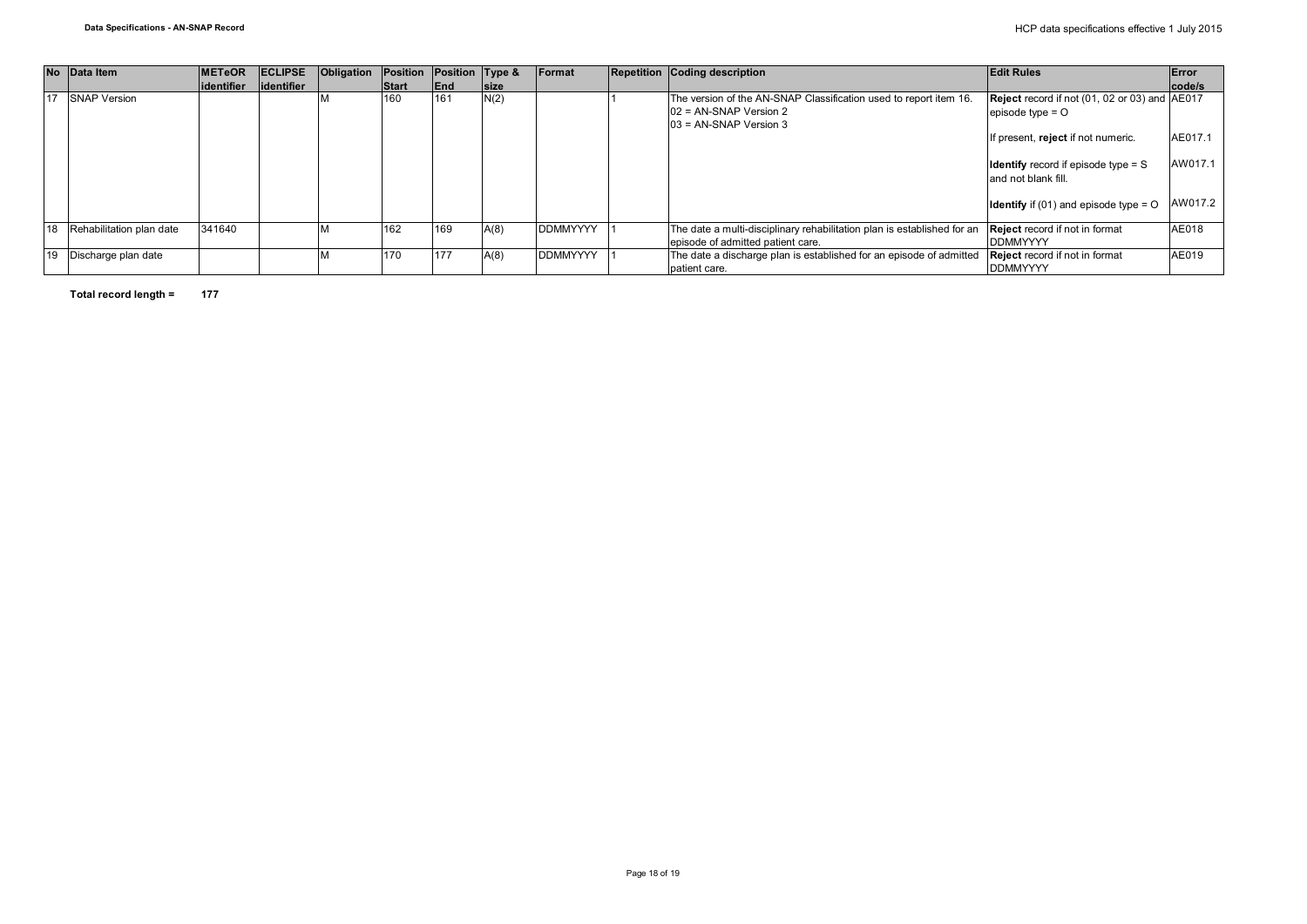| No | Data Item | METeOR identifier | ECLIPSE identifier | Obligation | Position Start | Position End | Type & size | Format | Repetition | Coding description | Edit Rules | Error code/s |
|---|---|---|---|---|---|---|---|---|---|---|---|---|
| 17 | SNAP Version | | | M | 160 | 161 | N(2) | | 1 | The version of the AN-SNAP Classification used to report item 16.<br>02 = AN-SNAP Version 2<br>03 = AN-SNAP Version 3 | **Reject** record if not (01, 02 or 03) and episode type = O<br><br>If present, **reject** if not numeric.<br><br>**Identify** record if episode type = S and not blank fill.<br><br>**Identify** if (01) and episode type = O | AE017<br><br>AE017.1<br><br>AW017.1<br><br>AW017.2 |
| 18 | Rehabilitation plan date | 341640 | | M | 162 | 169 | A(8) | DDMMYYYY | 1 | The date a multi-disciplinary rehabilitation plan is established for an episode of admitted patient care. | **Reject** record if not in format DDMMYYYY | AE018 |
| 19 | Discharge plan date | | | M | 170 | 177 | A(8) | DDMMYYYY | 1 | The date a discharge plan is established for an episode of admitted patient care. | **Reject** record if not in format DDMMYYYY | AE019 |

**Total record length = 177**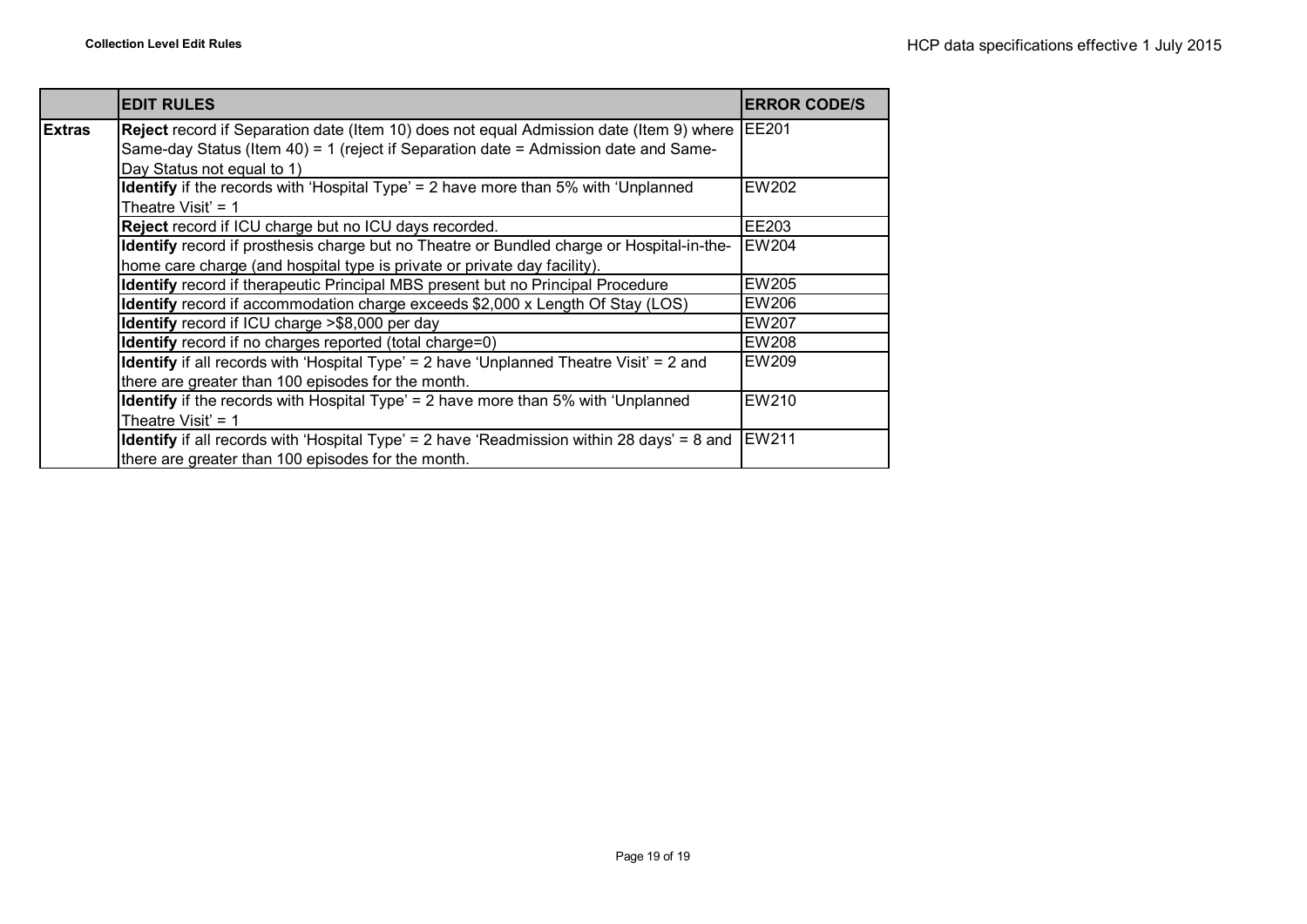| | EDIT RULES | ERROR CODE/S |
|---|---|---|
| **Extras** | **Reject** record if Separation date (Item 10) does not equal Admission date (Item 9) where Same-day Status (Item 40) = 1 (reject if Separation date = Admission date and Same-Day Status not equal to 1) | EE201 |
| | **Identify** if the records with 'Hospital Type' = 2 have more than 5% with 'Unplanned Theatre Visit' = 1 | EW202 |
| | **Reject** record if ICU charge but no ICU days recorded. | EE203 |
| | **Identify** record if prosthesis charge but no Theatre or Bundled charge or Hospital-in-the-home care charge (and hospital type is private or private day facility). | EW204 |
| | **Identify** record if therapeutic Principal MBS present but no Principal Procedure | EW205 |
| | **Identify** record if accommodation charge exceeds $2,000 x Length Of Stay (LOS) | EW206 |
| | **Identify** record if ICU charge >$8,000 per day | EW207 |
| | **Identify** record if no charges reported (total charge=0) | EW208 |
| | **Identify** if all records with 'Hospital Type' = 2 have 'Unplanned Theatre Visit' = 2 and there are greater than 100 episodes for the month. | EW209 |
| | **Identify** if the records with Hospital Type' = 2 have more than 5% with 'Unplanned Theatre Visit' = 1 | EW210 |
| | **Identify** if all records with 'Hospital Type' = 2 have 'Readmission within 28 days' = 8 and there are greater than 100 episodes for the month. | EW211 |